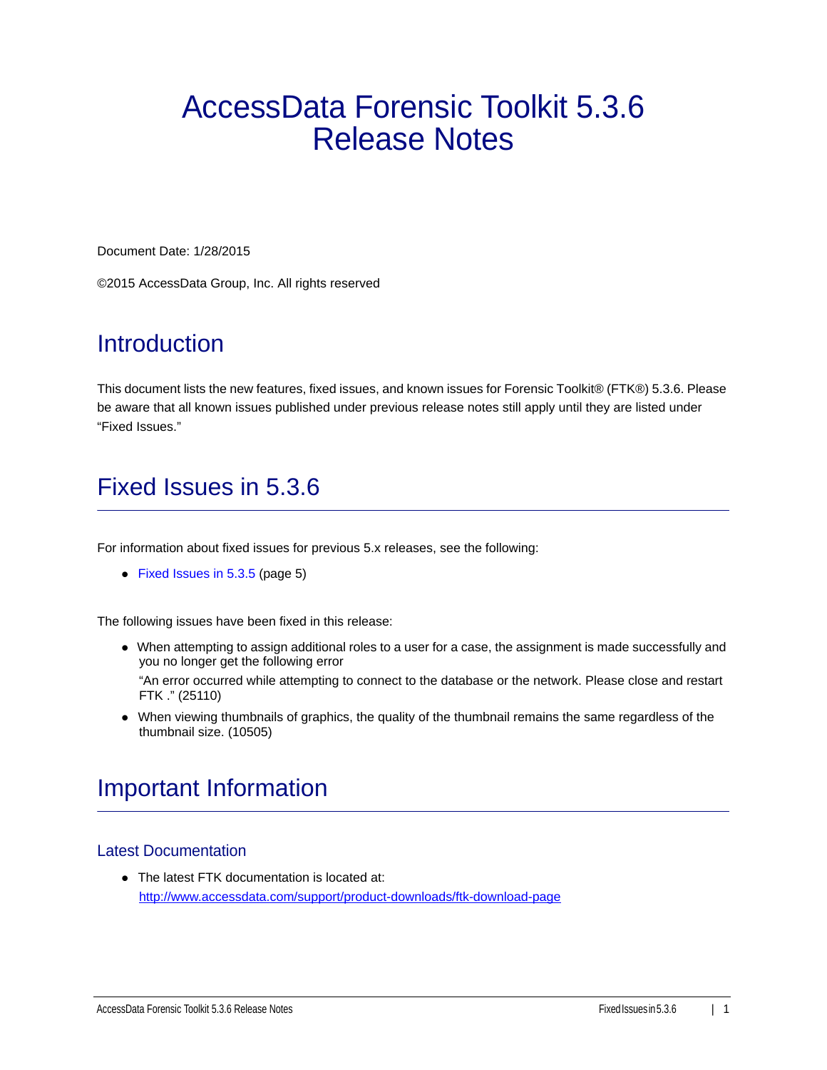# AccessData Forensic Toolkit 5.3.6 Release Notes

Document Date: 1/28/2015

©2015 AccessData Group, Inc. All rights reserved

## Introduction

This document lists the new features, fixed issues, and known issues for Forensic Toolkit® (FTK®) 5.3.6. Please be aware that all known issues published under previous release notes still apply until they are listed under "Fixed Issues."

## Fixed Issues in 5.3.6

For information about fixed issues for previous 5.x releases, see the following:

- Fixed Issues in 5.3.5 (page 5)

The following issues have been fixed in this release:

- When attempting to assign additional roles to a user for a case, the assignment is made successfully and you no longer get the following error

  "An error occurred while attempting to connect to the database or the network. Please close and restart FTK ." (25110)
- When viewing thumbnails of graphics, the quality of the thumbnail remains the same regardless of the thumbnail size. (10505)

## Important Information

### Latest Documentation

- The latest FTK documentation is located at:
  http://www.accessdata.com/support/product-downloads/ftk-download-page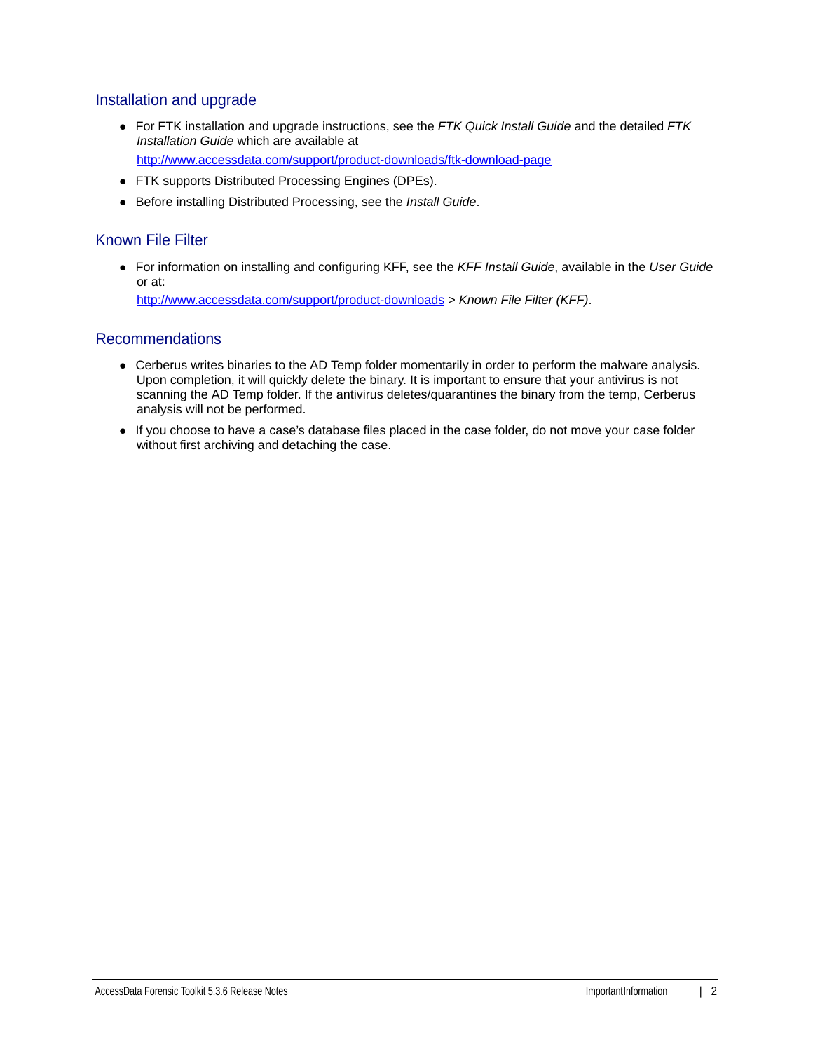## Installation and upgrade

- For FTK installation and upgrade instructions, see the *FTK Quick Install Guide* and the detailed *FTK Installation Guide* which are available at

  [http://www.accessdata.com/support/product-downloads/ftk-download-page](http://www.accessdata.com/support/product-downloads/ftk-download-page)
- FTK supports Distributed Processing Engines (DPEs).
- Before installing Distributed Processing, see the *Install Guide*.

## Known File Filter

- For information on installing and configuring KFF, see the *KFF Install Guide*, available in the *User Guide* or at:

  [http://www.accessdata.com/support/product-downloads](http://www.accessdata.com/support/product-downloads) > *Known File Filter (KFF)*.

## Recommendations

- Cerberus writes binaries to the AD Temp folder momentarily in order to perform the malware analysis. Upon completion, it will quickly delete the binary. It is important to ensure that your antivirus is not scanning the AD Temp folder. If the antivirus deletes/quarantines the binary from the temp, Cerberus analysis will not be performed.
- If you choose to have a case's database files placed in the case folder, do not move your case folder without first archiving and detaching the case.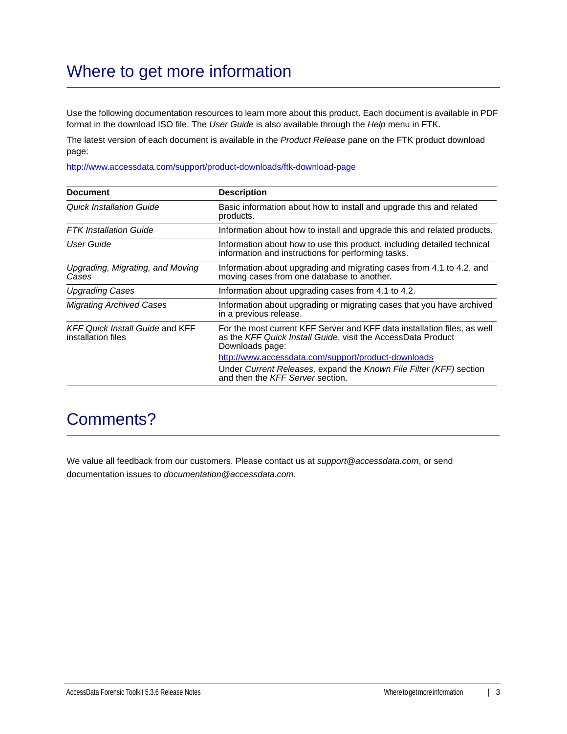# Where to get more information

Use the following documentation resources to learn more about this product. Each document is available in PDF format in the download ISO file. The *User Guide* is also available through the *Help* menu in FTK.

The latest version of each document is available in the *Product Release* pane on the FTK product download page:

http://www.accessdata.com/support/product-downloads/ftk-download-page

| Document | Description |
|---|---|
| *Quick Installation Guide* | Basic information about how to install and upgrade this and related products. |
| *FTK Installation Guide* | Information about how to install and upgrade this and related products. |
| *User Guide* | Information about how to use this product, including detailed technical information and instructions for performing tasks. |
| *Upgrading, Migrating, and Moving Cases* | Information about upgrading and migrating cases from 4.1 to 4.2, and moving cases from one database to another. |
| *Upgrading Cases* | Information about upgrading cases from 4.1 to 4.2. |
| *Migrating Archived Cases* | Information about upgrading or migrating cases that you have archived in a previous release. |
| *KFF Quick Install Guide* and KFF installation files | For the most current KFF Server and KFF data installation files, as well as the *KFF Quick Install Guide*, visit the AccessData Product Downloads page: http://www.accessdata.com/support/product-downloads Under *Current Releases,* expand the *Known File Filter (KFF)* section and then the *KFF Server* section. |

# Comments?

We value all feedback from our customers. Please contact us at *support@accessdata.com*, or send documentation issues to *documentation@accessdata.com*.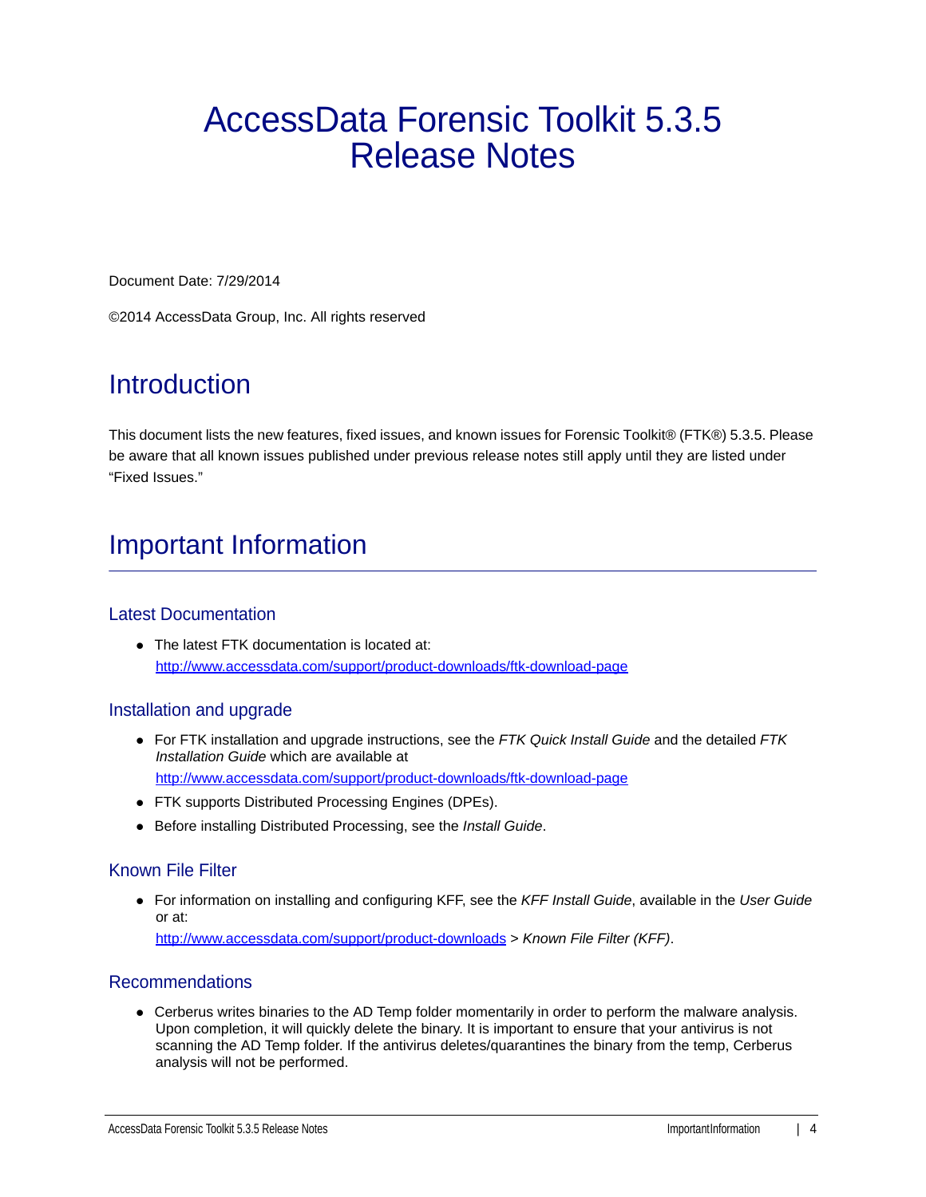# AccessData Forensic Toolkit 5.3.5 Release Notes

Document Date: 7/29/2014

©2014 AccessData Group, Inc. All rights reserved

## Introduction

This document lists the new features, fixed issues, and known issues for Forensic Toolkit® (FTK®) 5.3.5. Please be aware that all known issues published under previous release notes still apply until they are listed under "Fixed Issues."

## Important Information

### Latest Documentation

- The latest FTK documentation is located at: http://www.accessdata.com/support/product-downloads/ftk-download-page

### Installation and upgrade

- For FTK installation and upgrade instructions, see the *FTK Quick Install Guide* and the detailed *FTK Installation Guide* which are available at http://www.accessdata.com/support/product-downloads/ftk-download-page
- FTK supports Distributed Processing Engines (DPEs).
- Before installing Distributed Processing, see the *Install Guide*.

### Known File Filter

- For information on installing and configuring KFF, see the *KFF Install Guide*, available in the *User Guide* or at: http://www.accessdata.com/support/product-downloads > *Known File Filter (KFF)*.

### Recommendations

- Cerberus writes binaries to the AD Temp folder momentarily in order to perform the malware analysis. Upon completion, it will quickly delete the binary. It is important to ensure that your antivirus is not scanning the AD Temp folder. If the antivirus deletes/quarantines the binary from the temp, Cerberus analysis will not be performed.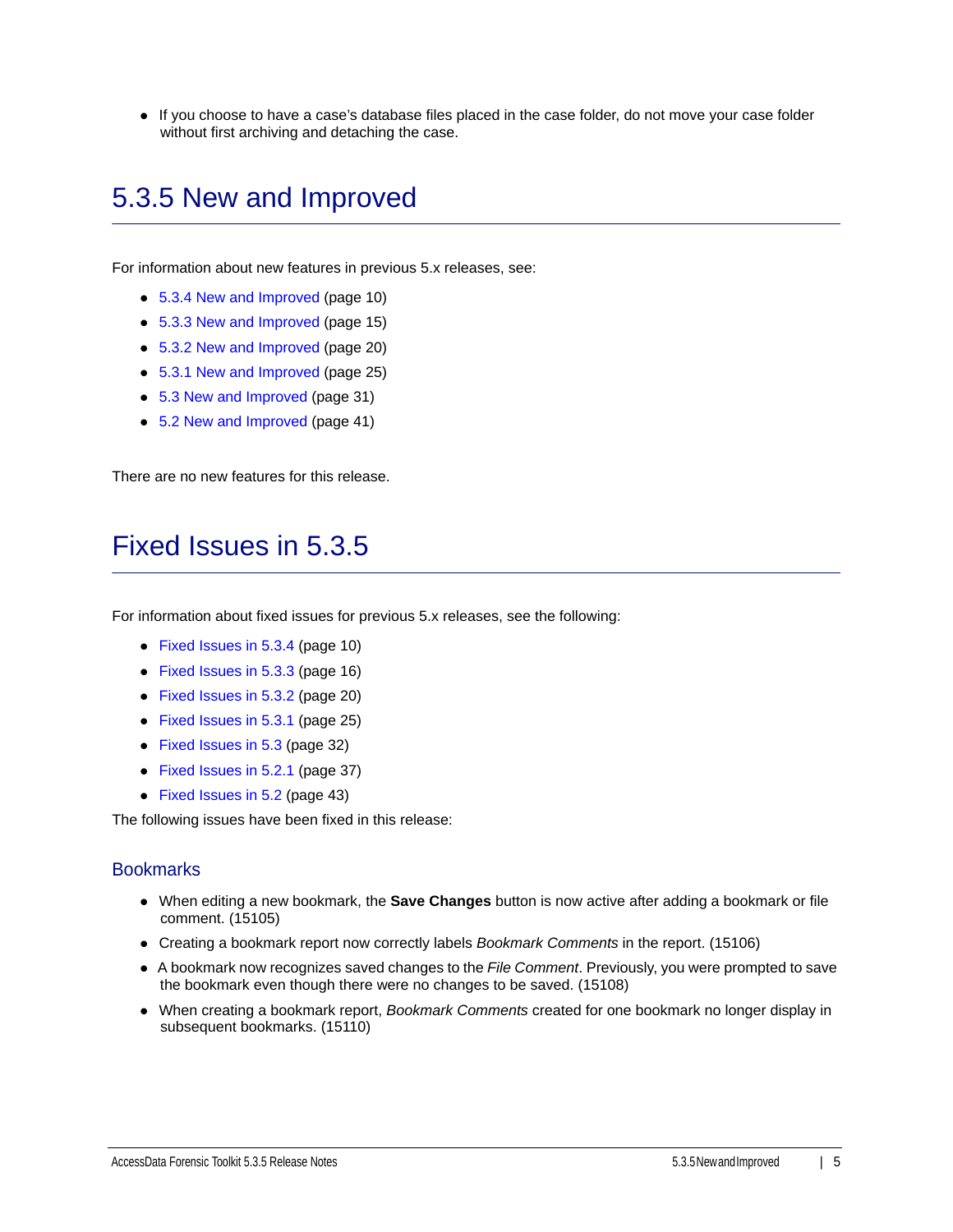- If you choose to have a case's database files placed in the case folder, do not move your case folder without first archiving and detaching the case.

# 5.3.5 New and Improved

For information about new features in previous 5.x releases, see:

- 5.3.4 New and Improved (page 10)
- 5.3.3 New and Improved (page 15)
- 5.3.2 New and Improved (page 20)
- 5.3.1 New and Improved (page 25)
- 5.3 New and Improved (page 31)
- 5.2 New and Improved (page 41)

There are no new features for this release.

# Fixed Issues in 5.3.5

For information about fixed issues for previous 5.x releases, see the following:

- Fixed Issues in 5.3.4 (page 10)
- Fixed Issues in 5.3.3 (page 16)
- Fixed Issues in 5.3.2 (page 20)
- Fixed Issues in 5.3.1 (page 25)
- Fixed Issues in 5.3 (page 32)
- Fixed Issues in 5.2.1 (page 37)
- Fixed Issues in 5.2 (page 43)

The following issues have been fixed in this release:

## Bookmarks

- When editing a new bookmark, the **Save Changes** button is now active after adding a bookmark or file comment. (15105)
- Creating a bookmark report now correctly labels *Bookmark Comments* in the report. (15106)
- A bookmark now recognizes saved changes to the *File Comment*. Previously, you were prompted to save the bookmark even though there were no changes to be saved. (15108)
- When creating a bookmark report, *Bookmark Comments* created for one bookmark no longer display in subsequent bookmarks. (15110)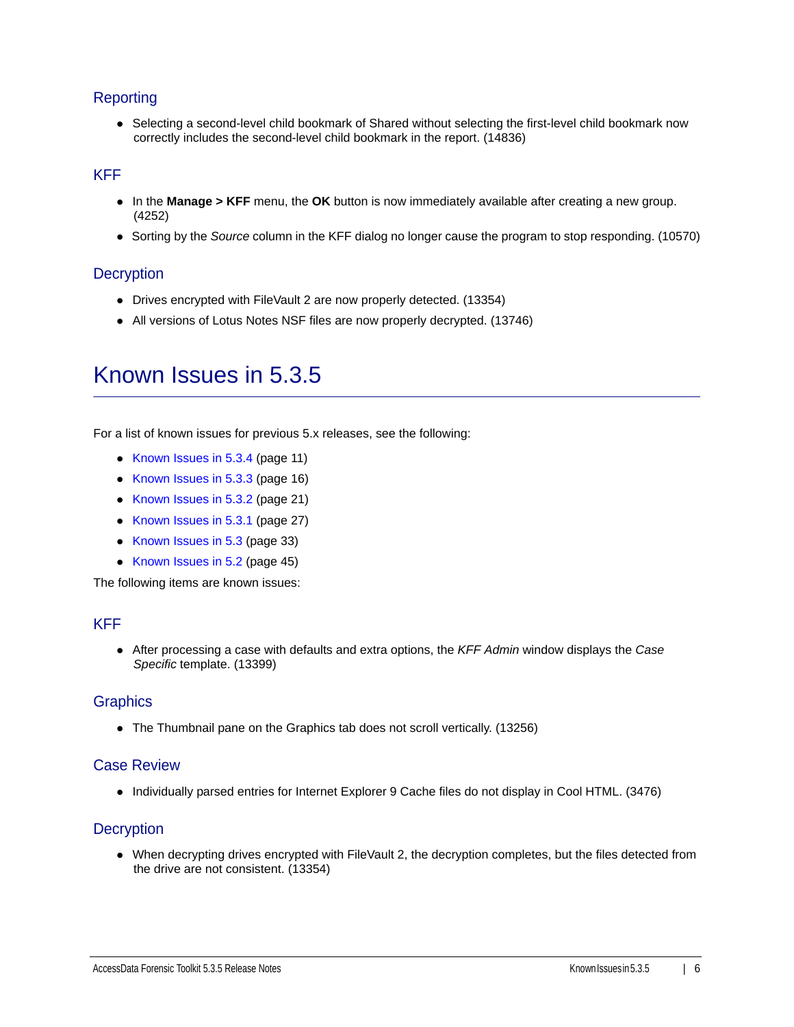### Reporting

- Selecting a second-level child bookmark of Shared without selecting the first-level child bookmark now correctly includes the second-level child bookmark in the report. (14836)

### KFF

- In the **Manage > KFF** menu, the **OK** button is now immediately available after creating a new group. (4252)
- Sorting by the *Source* column in the KFF dialog no longer cause the program to stop responding. (10570)

### Decryption

- Drives encrypted with FileVault 2 are now properly detected. (13354)
- All versions of Lotus Notes NSF files are now properly decrypted. (13746)

## Known Issues in 5.3.5

For a list of known issues for previous 5.x releases, see the following:

- Known Issues in 5.3.4 (page 11)
- Known Issues in 5.3.3 (page 16)
- Known Issues in 5.3.2 (page 21)
- Known Issues in 5.3.1 (page 27)
- Known Issues in 5.3 (page 33)
- Known Issues in 5.2 (page 45)

The following items are known issues:

### KFF

- After processing a case with defaults and extra options, the *KFF Admin* window displays the *Case Specific* template. (13399)

### Graphics

- The Thumbnail pane on the Graphics tab does not scroll vertically. (13256)

### Case Review

- Individually parsed entries for Internet Explorer 9 Cache files do not display in Cool HTML. (3476)

### Decryption

- When decrypting drives encrypted with FileVault 2, the decryption completes, but the files detected from the drive are not consistent. (13354)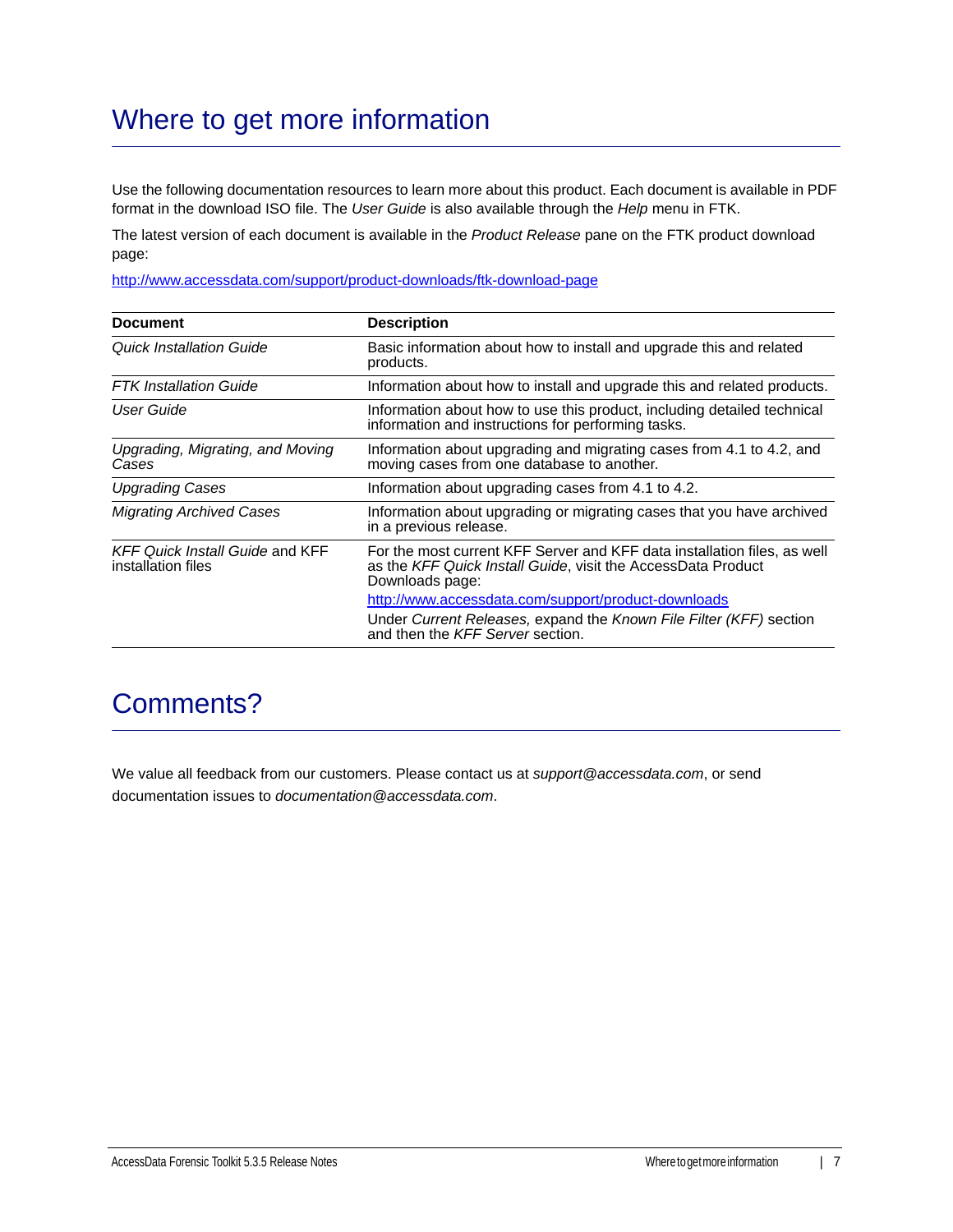# Where to get more information

Use the following documentation resources to learn more about this product. Each document is available in PDF format in the download ISO file. The *User Guide* is also available through the *Help* menu in FTK.

The latest version of each document is available in the *Product Release* pane on the FTK product download page:

http://www.accessdata.com/support/product-downloads/ftk-download-page

| Document | Description |
| --- | --- |
| *Quick Installation Guide* | Basic information about how to install and upgrade this and related products. |
| *FTK Installation Guide* | Information about how to install and upgrade this and related products. |
| *User Guide* | Information about how to use this product, including detailed technical information and instructions for performing tasks. |
| *Upgrading, Migrating, and Moving Cases* | Information about upgrading and migrating cases from 4.1 to 4.2, and moving cases from one database to another. |
| *Upgrading Cases* | Information about upgrading cases from 4.1 to 4.2. |
| *Migrating Archived Cases* | Information about upgrading or migrating cases that you have archived in a previous release. |
| *KFF Quick Install Guide* and KFF installation files | For the most current KFF Server and KFF data installation files, as well as the *KFF Quick Install Guide*, visit the AccessData Product Downloads page: http://www.accessdata.com/support/product-downloads Under *Current Releases,* expand the *Known File Filter (KFF)* section and then the *KFF Server* section. |

# Comments?

We value all feedback from our customers. Please contact us at *support@accessdata.com*, or send documentation issues to *documentation@accessdata.com*.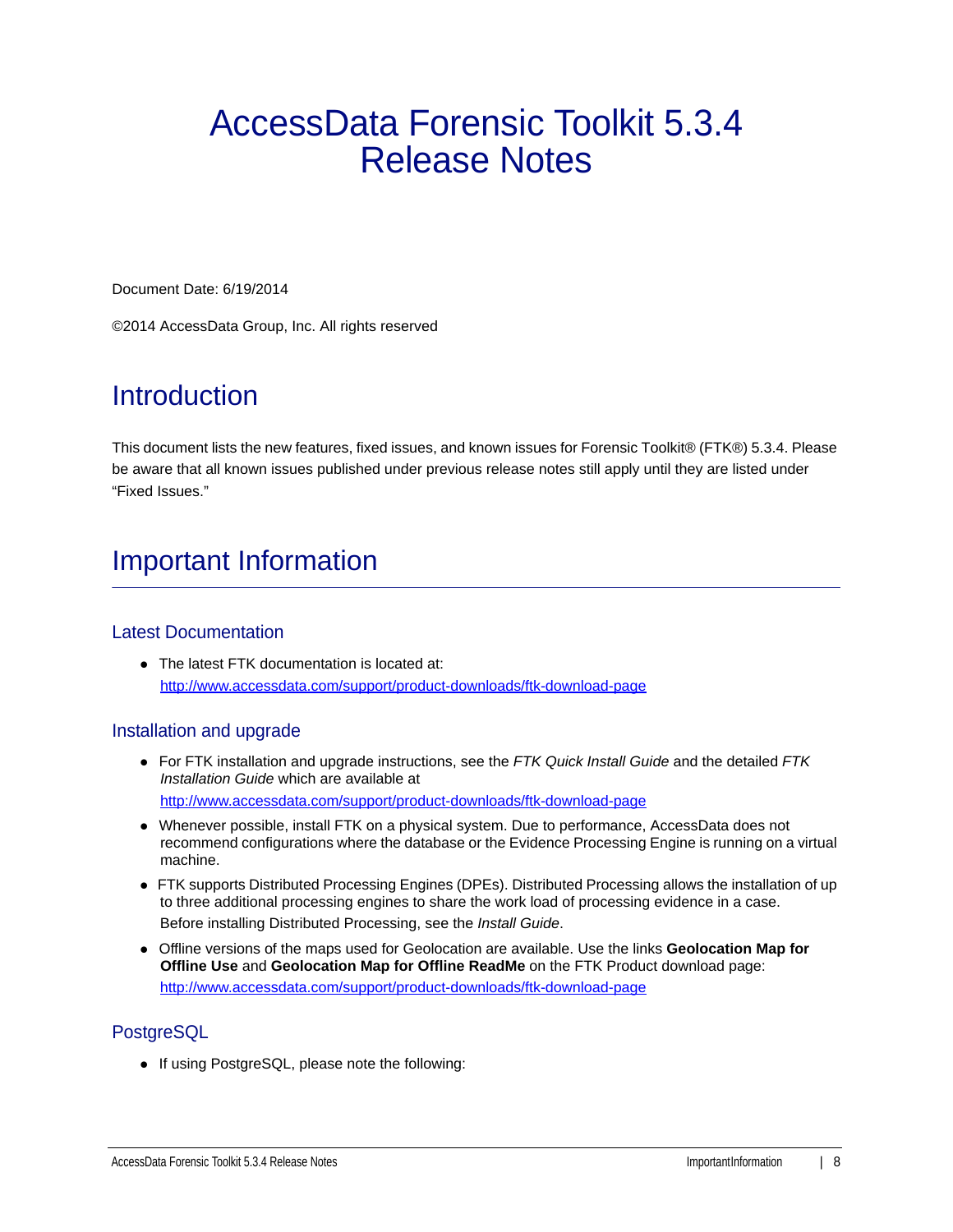# AccessData Forensic Toolkit 5.3.4 Release Notes

Document Date: 6/19/2014

©2014 AccessData Group, Inc. All rights reserved

## Introduction

This document lists the new features, fixed issues, and known issues for Forensic Toolkit® (FTK®) 5.3.4. Please be aware that all known issues published under previous release notes still apply until they are listed under “Fixed Issues.”

## Important Information

### Latest Documentation

- The latest FTK documentation is located at:
  http://www.accessdata.com/support/product-downloads/ftk-download-page

### Installation and upgrade

- For FTK installation and upgrade instructions, see the *FTK Quick Install Guide* and the detailed *FTK Installation Guide* which are available at
  http://www.accessdata.com/support/product-downloads/ftk-download-page
- Whenever possible, install FTK on a physical system. Due to performance, AccessData does not recommend configurations where the database or the Evidence Processing Engine is running on a virtual machine.
- FTK supports Distributed Processing Engines (DPEs). Distributed Processing allows the installation of up to three additional processing engines to share the work load of processing evidence in a case. Before installing Distributed Processing, see the *Install Guide*.
- Offline versions of the maps used for Geolocation are available. Use the links **Geolocation Map for Offline Use** and **Geolocation Map for Offline ReadMe** on the FTK Product download page:
  http://www.accessdata.com/support/product-downloads/ftk-download-page

### PostgreSQL

- If using PostgreSQL, please note the following: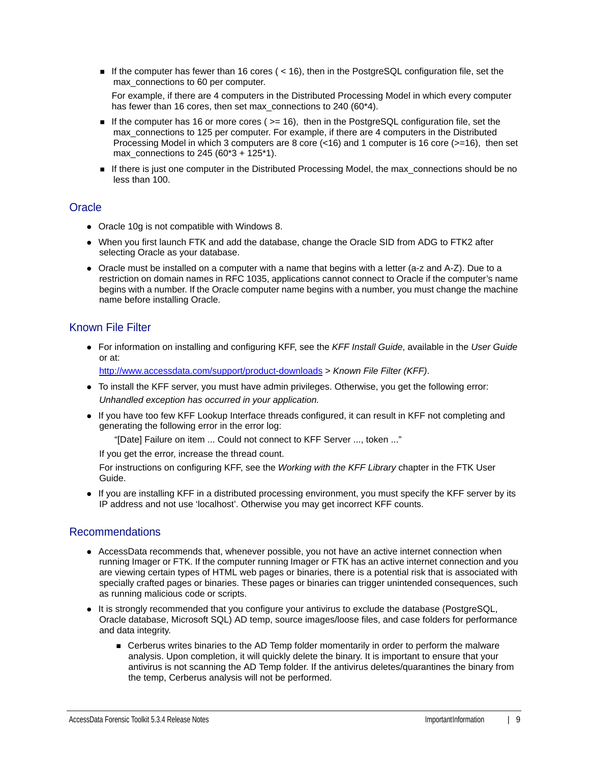- If the computer has fewer than 16 cores ( < 16), then in the PostgreSQL configuration file, set the max_connections to 60 per computer.

  For example, if there are 4 computers in the Distributed Processing Model in which every computer has fewer than 16 cores, then set max_connections to 240 (60*4).

- If the computer has 16 or more cores ( >= 16), then in the PostgreSQL configuration file, set the max_connections to 125 per computer. For example, if there are 4 computers in the Distributed Processing Model in which 3 computers are 8 core (<16) and 1 computer is 16 core (>=16), then set max_connections to 245 (60*3 + 125*1).

- If there is just one computer in the Distributed Processing Model, the max_connections should be no less than 100.

## Oracle

- Oracle 10g is not compatible with Windows 8.
- When you first launch FTK and add the database, change the Oracle SID from ADG to FTK2 after selecting Oracle as your database.
- Oracle must be installed on a computer with a name that begins with a letter (a-z and A-Z). Due to a restriction on domain names in RFC 1035, applications cannot connect to Oracle if the computer's name begins with a number. If the Oracle computer name begins with a number, you must change the machine name before installing Oracle.

## Known File Filter

- For information on installing and configuring KFF, see the *KFF Install Guide*, available in the *User Guide* or at:

  [http://www.accessdata.com/support/product-downloads](http://www.accessdata.com/support/product-downloads) > *Known File Filter (KFF)*.

- To install the KFF server, you must have admin privileges. Otherwise, you get the following error:

  *Unhandled exception has occurred in your application.*

- If you have too few KFF Lookup Interface threads configured, it can result in KFF not completing and generating the following error in the error log:

  "[Date] Failure on item ... Could not connect to KFF Server ..., token ..."

  If you get the error, increase the thread count.

  For instructions on configuring KFF, see the *Working with the KFF Library* chapter in the FTK User Guide.

- If you are installing KFF in a distributed processing environment, you must specify the KFF server by its IP address and not use 'localhost'. Otherwise you may get incorrect KFF counts.

## Recommendations

- AccessData recommends that, whenever possible, you not have an active internet connection when running Imager or FTK. If the computer running Imager or FTK has an active internet connection and you are viewing certain types of HTML web pages or binaries, there is a potential risk that is associated with specially crafted pages or binaries. These pages or binaries can trigger unintended consequences, such as running malicious code or scripts.
- It is strongly recommended that you configure your antivirus to exclude the database (PostgreSQL, Oracle database, Microsoft SQL) AD temp, source images/loose files, and case folders for performance and data integrity.
  - Cerberus writes binaries to the AD Temp folder momentarily in order to perform the malware analysis. Upon completion, it will quickly delete the binary. It is important to ensure that your antivirus is not scanning the AD Temp folder. If the antivirus deletes/quarantines the binary from the temp, Cerberus analysis will not be performed.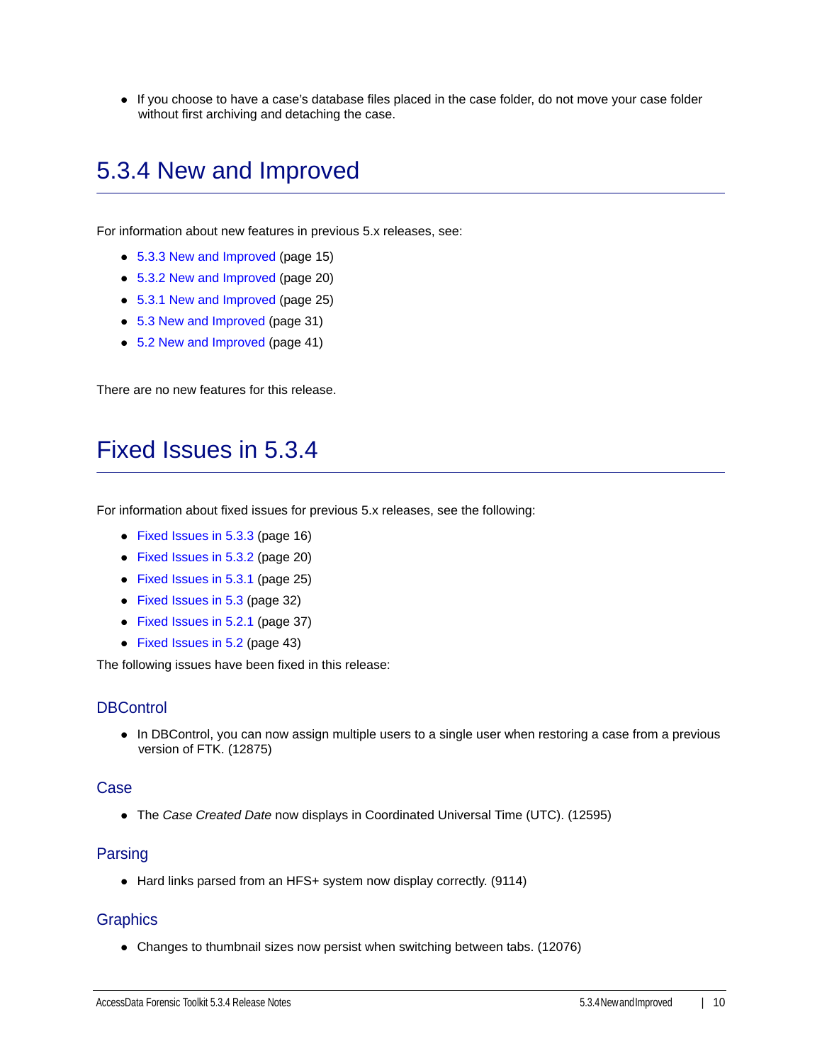- If you choose to have a case's database files placed in the case folder, do not move your case folder without first archiving and detaching the case.

# 5.3.4 New and Improved

For information about new features in previous 5.x releases, see:

- 5.3.3 New and Improved (page 15)
- 5.3.2 New and Improved (page 20)
- 5.3.1 New and Improved (page 25)
- 5.3 New and Improved (page 31)
- 5.2 New and Improved (page 41)

There are no new features for this release.

# Fixed Issues in 5.3.4

For information about fixed issues for previous 5.x releases, see the following:

- Fixed Issues in 5.3.3 (page 16)
- Fixed Issues in 5.3.2 (page 20)
- Fixed Issues in 5.3.1 (page 25)
- Fixed Issues in 5.3 (page 32)
- Fixed Issues in 5.2.1 (page 37)
- Fixed Issues in 5.2 (page 43)

The following issues have been fixed in this release:

## DBControl

- In DBControl, you can now assign multiple users to a single user when restoring a case from a previous version of FTK. (12875)

## Case

- The *Case Created Date* now displays in Coordinated Universal Time (UTC). (12595)

## Parsing

- Hard links parsed from an HFS+ system now display correctly. (9114)

## Graphics

- Changes to thumbnail sizes now persist when switching between tabs. (12076)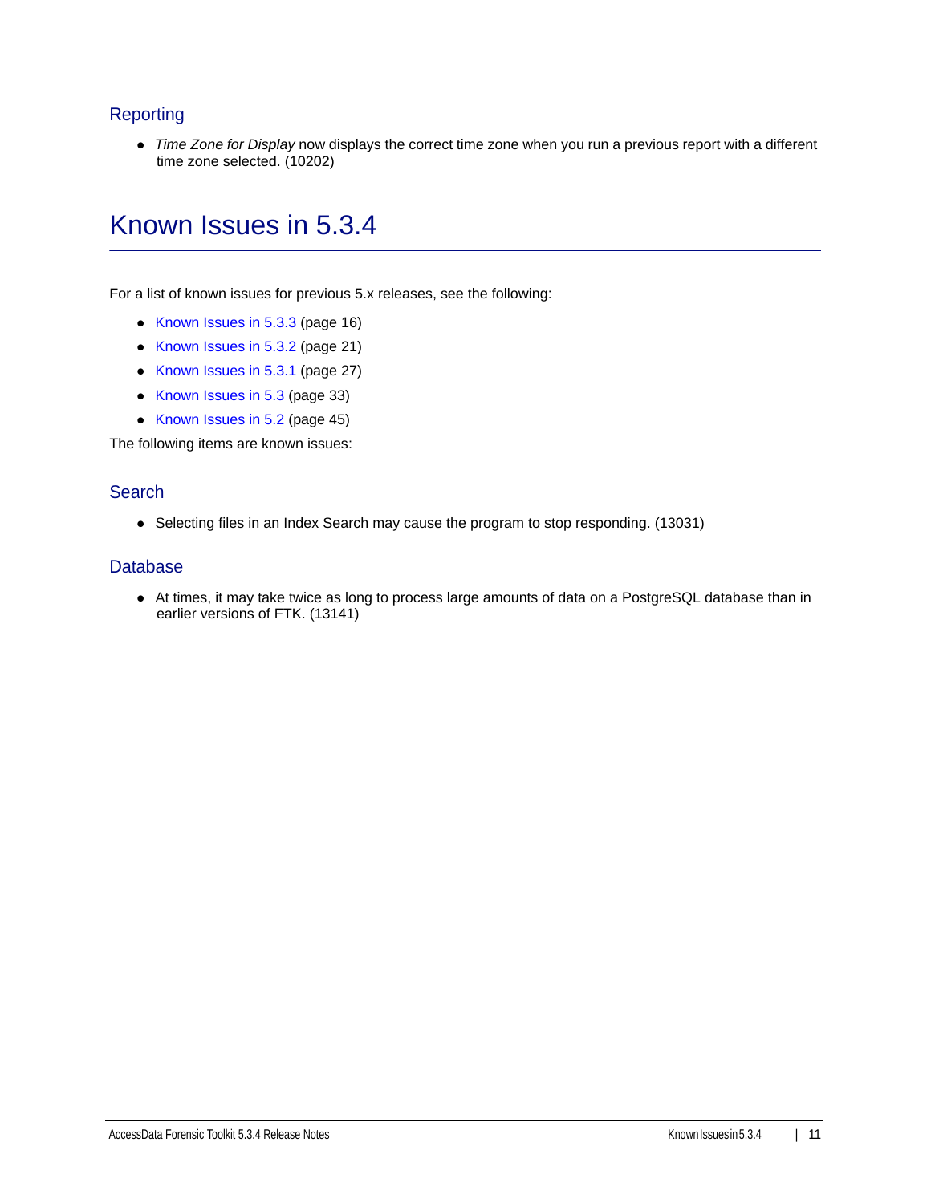### Reporting

- *Time Zone for Display* now displays the correct time zone when you run a previous report with a different time zone selected. (10202)

# Known Issues in 5.3.4

For a list of known issues for previous 5.x releases, see the following:

- Known Issues in 5.3.3 (page 16)
- Known Issues in 5.3.2 (page 21)
- Known Issues in 5.3.1 (page 27)
- Known Issues in 5.3 (page 33)
- Known Issues in 5.2 (page 45)

The following items are known issues:

### Search

- Selecting files in an Index Search may cause the program to stop responding. (13031)

### Database

- At times, it may take twice as long to process large amounts of data on a PostgreSQL database than in earlier versions of FTK. (13141)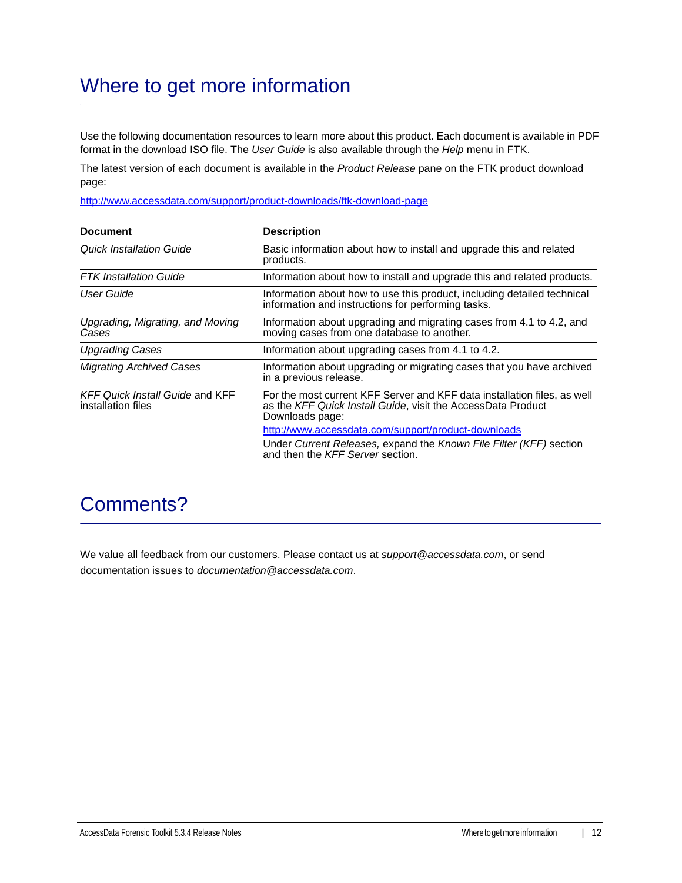# Where to get more information

Use the following documentation resources to learn more about this product. Each document is available in PDF format in the download ISO file. The *User Guide* is also available through the *Help* menu in FTK.

The latest version of each document is available in the *Product Release* pane on the FTK product download page:

http://www.accessdata.com/support/product-downloads/ftk-download-page

| **Document** | **Description** |
|---|---|
| *Quick Installation Guide* | Basic information about how to install and upgrade this and related products. |
| *FTK Installation Guide* | Information about how to install and upgrade this and related products. |
| *User Guide* | Information about how to use this product, including detailed technical information and instructions for performing tasks. |
| *Upgrading, Migrating, and Moving Cases* | Information about upgrading and migrating cases from 4.1 to 4.2, and moving cases from one database to another. |
| *Upgrading Cases* | Information about upgrading cases from 4.1 to 4.2. |
| *Migrating Archived Cases* | Information about upgrading or migrating cases that you have archived in a previous release. |
| *KFF Quick Install Guide* and KFF installation files | For the most current KFF Server and KFF data installation files, as well as the *KFF Quick Install Guide*, visit the AccessData Product Downloads page: http://www.accessdata.com/support/product-downloads Under *Current Releases,* expand the *Known File Filter (KFF)* section and then the *KFF Server* section. |

# Comments?

We value all feedback from our customers. Please contact us at *support@accessdata.com*, or send documentation issues to *documentation@accessdata.com*.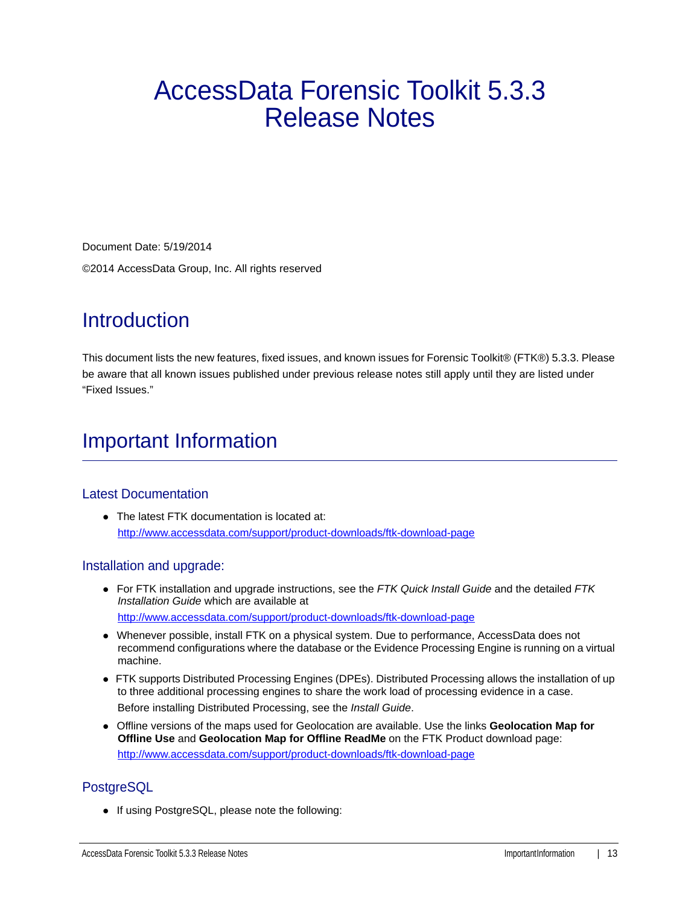# AccessData Forensic Toolkit 5.3.3 Release Notes

Document Date: 5/19/2014

©2014 AccessData Group, Inc. All rights reserved

# Introduction

This document lists the new features, fixed issues, and known issues for Forensic Toolkit® (FTK®) 5.3.3. Please be aware that all known issues published under previous release notes still apply until they are listed under "Fixed Issues."

# Important Information

## Latest Documentation

- The latest FTK documentation is located at: [http://www.accessdata.com/support/product-downloads/ftk-download-page](http://www.accessdata.com/support/product-downloads/ftk-download-page)

## Installation and upgrade:

- For FTK installation and upgrade instructions, see the *FTK Quick Install Guide* and the detailed *FTK Installation Guide* which are available at

  [http://www.accessdata.com/support/product-downloads/ftk-download-page](http://www.accessdata.com/support/product-downloads/ftk-download-page)
- Whenever possible, install FTK on a physical system. Due to performance, AccessData does not recommend configurations where the database or the Evidence Processing Engine is running on a virtual machine.
- FTK supports Distributed Processing Engines (DPEs). Distributed Processing allows the installation of up to three additional processing engines to share the work load of processing evidence in a case.

  Before installing Distributed Processing, see the *Install Guide*.
- Offline versions of the maps used for Geolocation are available. Use the links **Geolocation Map for Offline Use** and **Geolocation Map for Offline ReadMe** on the FTK Product download page: [http://www.accessdata.com/support/product-downloads/ftk-download-page](http://www.accessdata.com/support/product-downloads/ftk-download-page)

## PostgreSQL

- If using PostgreSQL, please note the following: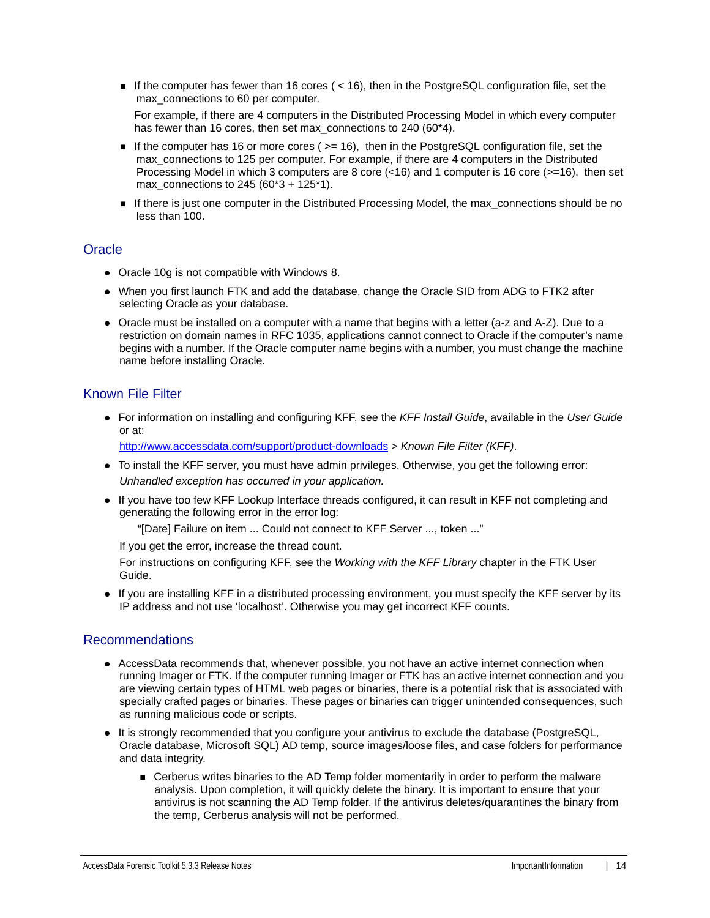- If the computer has fewer than 16 cores ( < 16), then in the PostgreSQL configuration file, set the max_connections to 60 per computer.

  For example, if there are 4 computers in the Distributed Processing Model in which every computer has fewer than 16 cores, then set max_connections to 240 (60*4).

- If the computer has 16 or more cores ( >= 16), then in the PostgreSQL configuration file, set the max_connections to 125 per computer. For example, if there are 4 computers in the Distributed Processing Model in which 3 computers are 8 core (<16) and 1 computer is 16 core (>=16), then set max_connections to 245 (60*3 + 125*1).
- If there is just one computer in the Distributed Processing Model, the max_connections should be no less than 100.

## Oracle

- Oracle 10g is not compatible with Windows 8.
- When you first launch FTK and add the database, change the Oracle SID from ADG to FTK2 after selecting Oracle as your database.
- Oracle must be installed on a computer with a name that begins with a letter (a-z and A-Z). Due to a restriction on domain names in RFC 1035, applications cannot connect to Oracle if the computer's name begins with a number. If the Oracle computer name begins with a number, you must change the machine name before installing Oracle.

## Known File Filter

- For information on installing and configuring KFF, see the *KFF Install Guide*, available in the *User Guide* or at:

  http://www.accessdata.com/support/product-downloads > *Known File Filter (KFF)*.

- To install the KFF server, you must have admin privileges. Otherwise, you get the following error:

  *Unhandled exception has occurred in your application.*

- If you have too few KFF Lookup Interface threads configured, it can result in KFF not completing and generating the following error in the error log:

  "[Date] Failure on item ... Could not connect to KFF Server ..., token ..."

  If you get the error, increase the thread count.

  For instructions on configuring KFF, see the *Working with the KFF Library* chapter in the FTK User Guide.

- If you are installing KFF in a distributed processing environment, you must specify the KFF server by its IP address and not use 'localhost'. Otherwise you may get incorrect KFF counts.

## Recommendations

- AccessData recommends that, whenever possible, you not have an active internet connection when running Imager or FTK. If the computer running Imager or FTK has an active internet connection and you are viewing certain types of HTML web pages or binaries, there is a potential risk that is associated with specially crafted pages or binaries. These pages or binaries can trigger unintended consequences, such as running malicious code or scripts.
- It is strongly recommended that you configure your antivirus to exclude the database (PostgreSQL, Oracle database, Microsoft SQL) AD temp, source images/loose files, and case folders for performance and data integrity.
  - Cerberus writes binaries to the AD Temp folder momentarily in order to perform the malware analysis. Upon completion, it will quickly delete the binary. It is important to ensure that your antivirus is not scanning the AD Temp folder. If the antivirus deletes/quarantines the binary from the temp, Cerberus analysis will not be performed.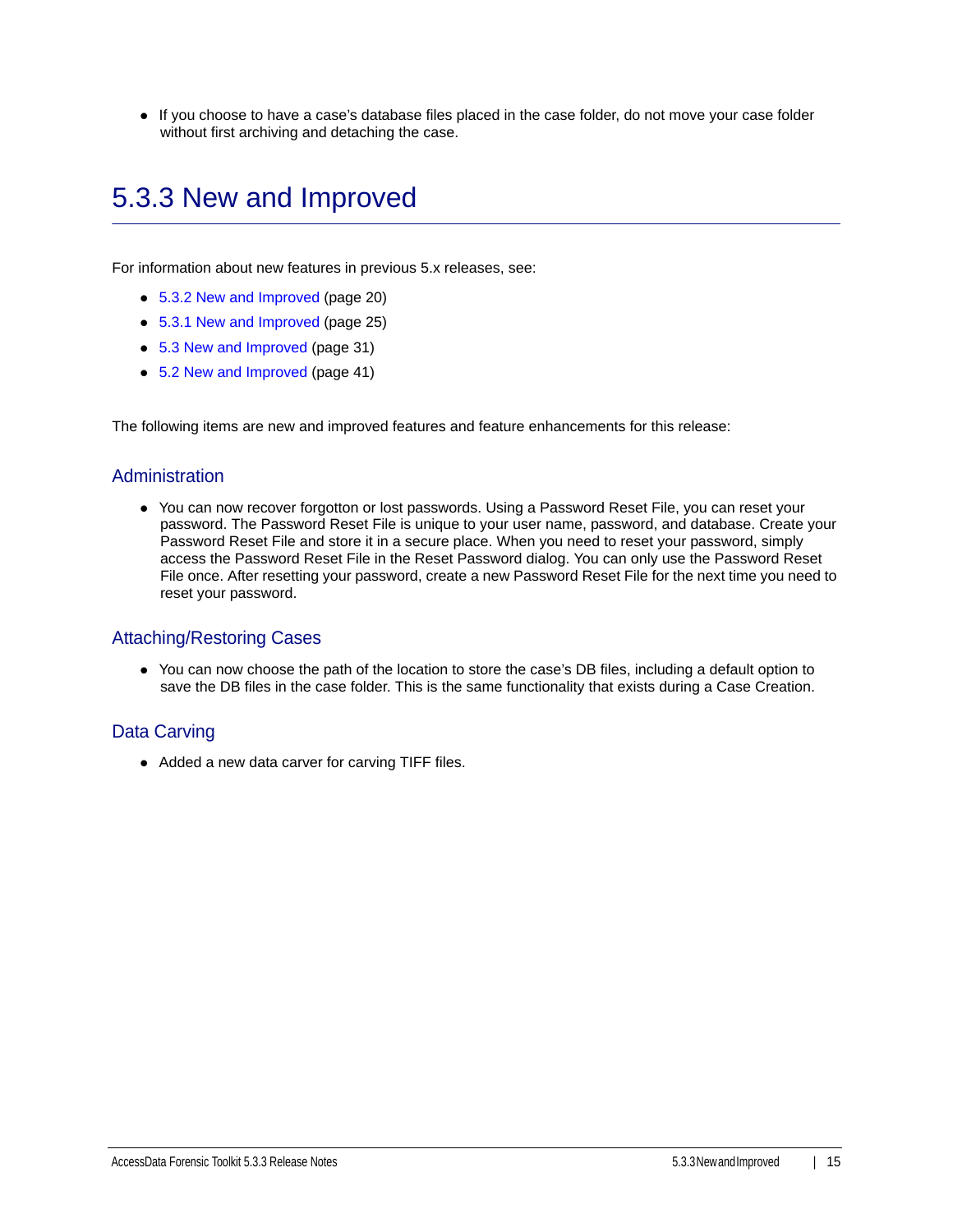- If you choose to have a case's database files placed in the case folder, do not move your case folder without first archiving and detaching the case.

# 5.3.3 New and Improved

For information about new features in previous 5.x releases, see:

- 5.3.2 New and Improved (page 20)
- 5.3.1 New and Improved (page 25)
- 5.3 New and Improved (page 31)
- 5.2 New and Improved (page 41)

The following items are new and improved features and feature enhancements for this release:

## Administration

- You can now recover forgotton or lost passwords. Using a Password Reset File, you can reset your password. The Password Reset File is unique to your user name, password, and database. Create your Password Reset File and store it in a secure place. When you need to reset your password, simply access the Password Reset File in the Reset Password dialog. You can only use the Password Reset File once. After resetting your password, create a new Password Reset File for the next time you need to reset your password.

## Attaching/Restoring Cases

- You can now choose the path of the location to store the case's DB files, including a default option to save the DB files in the case folder. This is the same functionality that exists during a Case Creation.

## Data Carving

- Added a new data carver for carving TIFF files.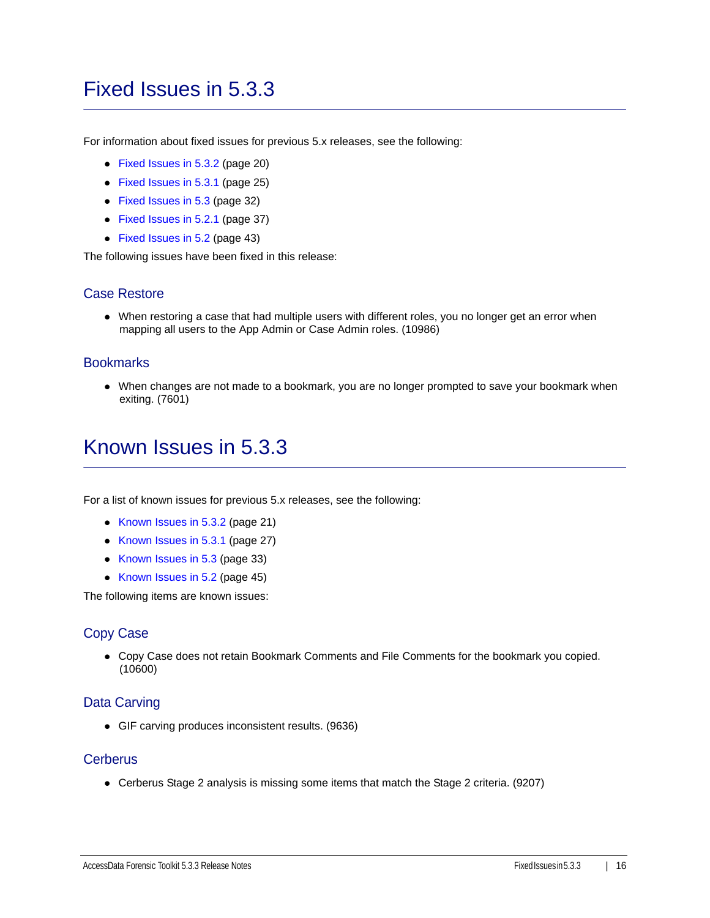# Fixed Issues in 5.3.3

For information about fixed issues for previous 5.x releases, see the following:

- Fixed Issues in 5.3.2 (page 20)
- Fixed Issues in 5.3.1 (page 25)
- Fixed Issues in 5.3 (page 32)
- Fixed Issues in 5.2.1 (page 37)
- Fixed Issues in 5.2 (page 43)

The following issues have been fixed in this release:

## Case Restore

- When restoring a case that had multiple users with different roles, you no longer get an error when mapping all users to the App Admin or Case Admin roles. (10986)

## Bookmarks

- When changes are not made to a bookmark, you are no longer prompted to save your bookmark when exiting. (7601)

# Known Issues in 5.3.3

For a list of known issues for previous 5.x releases, see the following:

- Known Issues in 5.3.2 (page 21)
- Known Issues in 5.3.1 (page 27)
- Known Issues in 5.3 (page 33)
- Known Issues in 5.2 (page 45)

The following items are known issues:

## Copy Case

- Copy Case does not retain Bookmark Comments and File Comments for the bookmark you copied. (10600)

## Data Carving

- GIF carving produces inconsistent results. (9636)

## Cerberus

- Cerberus Stage 2 analysis is missing some items that match the Stage 2 criteria. (9207)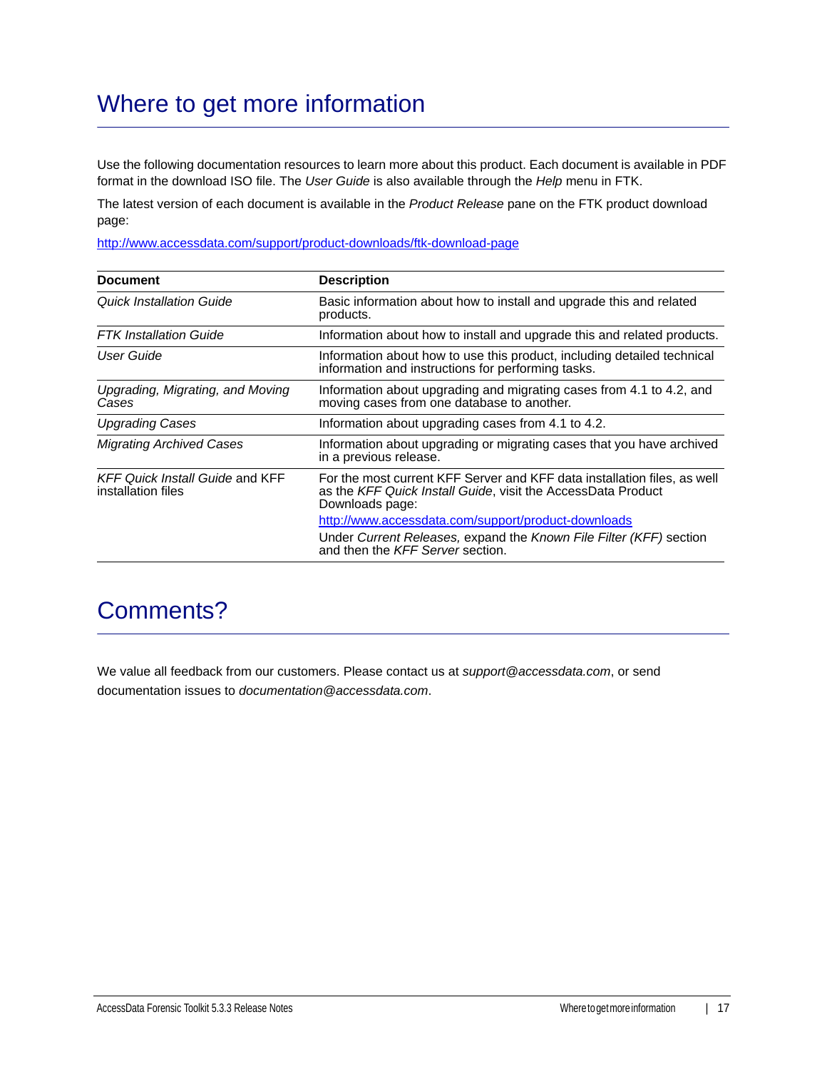# Where to get more information

Use the following documentation resources to learn more about this product. Each document is available in PDF format in the download ISO file. The *User Guide* is also available through the *Help* menu in FTK.

The latest version of each document is available in the *Product Release* pane on the FTK product download page:

http://www.accessdata.com/support/product-downloads/ftk-download-page

| Document | Description |
|---|---|
| *Quick Installation Guide* | Basic information about how to install and upgrade this and related products. |
| *FTK Installation Guide* | Information about how to install and upgrade this and related products. |
| *User Guide* | Information about how to use this product, including detailed technical information and instructions for performing tasks. |
| *Upgrading, Migrating, and Moving Cases* | Information about upgrading and migrating cases from 4.1 to 4.2, and moving cases from one database to another. |
| *Upgrading Cases* | Information about upgrading cases from 4.1 to 4.2. |
| *Migrating Archived Cases* | Information about upgrading or migrating cases that you have archived in a previous release. |
| *KFF Quick Install Guide* and KFF installation files | For the most current KFF Server and KFF data installation files, as well as the *KFF Quick Install Guide*, visit the AccessData Product Downloads page: http://www.accessdata.com/support/product-downloads Under *Current Releases,* expand the *Known File Filter (KFF)* section and then the *KFF Server* section. |

# Comments?

We value all feedback from our customers. Please contact us at *support@accessdata.com*, or send documentation issues to *documentation@accessdata.com*.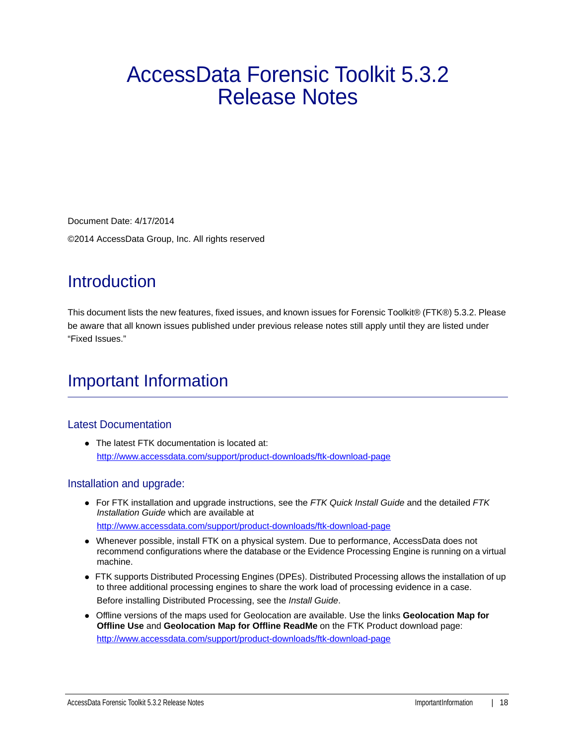# AccessData Forensic Toolkit 5.3.2 Release Notes

Document Date: 4/17/2014

©2014 AccessData Group, Inc. All rights reserved

## Introduction

This document lists the new features, fixed issues, and known issues for Forensic Toolkit® (FTK®) 5.3.2. Please be aware that all known issues published under previous release notes still apply until they are listed under "Fixed Issues."

## Important Information

### Latest Documentation

- The latest FTK documentation is located at:
  http://www.accessdata.com/support/product-downloads/ftk-download-page

### Installation and upgrade:

- For FTK installation and upgrade instructions, see the *FTK Quick Install Guide* and the detailed *FTK Installation Guide* which are available at
  http://www.accessdata.com/support/product-downloads/ftk-download-page
- Whenever possible, install FTK on a physical system. Due to performance, AccessData does not recommend configurations where the database or the Evidence Processing Engine is running on a virtual machine.
- FTK supports Distributed Processing Engines (DPEs). Distributed Processing allows the installation of up to three additional processing engines to share the work load of processing evidence in a case.
  Before installing Distributed Processing, see the *Install Guide*.
- Offline versions of the maps used for Geolocation are available. Use the links **Geolocation Map for Offline Use** and **Geolocation Map for Offline ReadMe** on the FTK Product download page:
  http://www.accessdata.com/support/product-downloads/ftk-download-page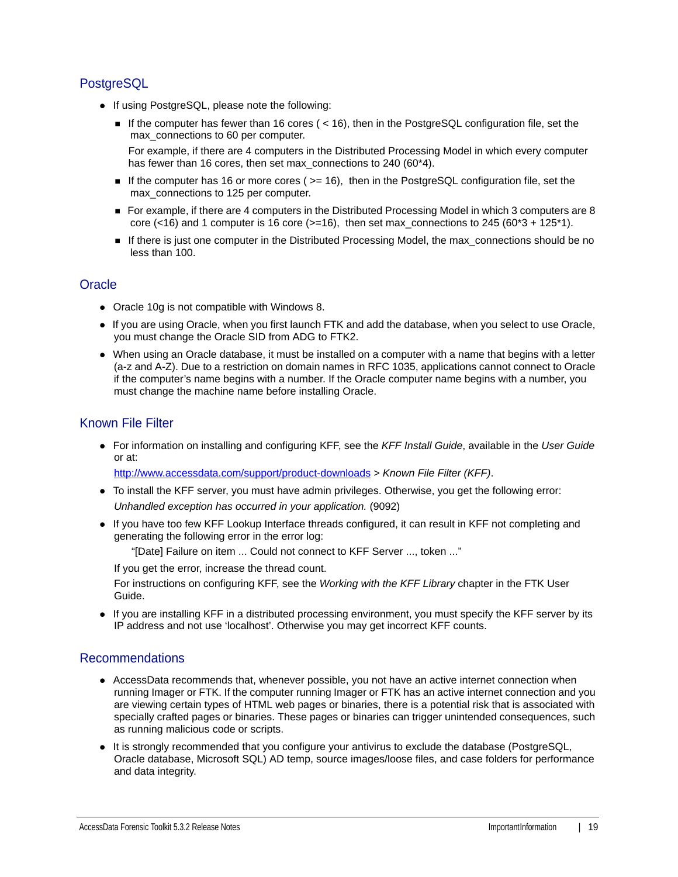## PostgreSQL

- If using PostgreSQL, please note the following:
  - If the computer has fewer than 16 cores ( < 16), then in the PostgreSQL configuration file, set the max_connections to 60 per computer.

    For example, if there are 4 computers in the Distributed Processing Model in which every computer has fewer than 16 cores, then set max_connections to 240 (60*4).
  - If the computer has 16 or more cores ( >= 16), then in the PostgreSQL configuration file, set the max_connections to 125 per computer.
  - For example, if there are 4 computers in the Distributed Processing Model in which 3 computers are 8 core (<16) and 1 computer is 16 core (>=16), then set max_connections to 245 (60*3 + 125*1).
  - If there is just one computer in the Distributed Processing Model, the max_connections should be no less than 100.

## Oracle

- Oracle 10g is not compatible with Windows 8.
- If you are using Oracle, when you first launch FTK and add the database, when you select to use Oracle, you must change the Oracle SID from ADG to FTK2.
- When using an Oracle database, it must be installed on a computer with a name that begins with a letter (a-z and A-Z). Due to a restriction on domain names in RFC 1035, applications cannot connect to Oracle if the computer's name begins with a number. If the Oracle computer name begins with a number, you must change the machine name before installing Oracle.

## Known File Filter

- For information on installing and configuring KFF, see the *KFF Install Guide*, available in the *User Guide* or at:

  http://www.accessdata.com/support/product-downloads > *Known File Filter (KFF)*.
- To install the KFF server, you must have admin privileges. Otherwise, you get the following error:

  *Unhandled exception has occurred in your application.* (9092)
- If you have too few KFF Lookup Interface threads configured, it can result in KFF not completing and generating the following error in the error log:

  "[Date] Failure on item ... Could not connect to KFF Server ..., token ..."

  If you get the error, increase the thread count.

  For instructions on configuring KFF, see the *Working with the KFF Library* chapter in the FTK User Guide.
- If you are installing KFF in a distributed processing environment, you must specify the KFF server by its IP address and not use 'localhost'. Otherwise you may get incorrect KFF counts.

## Recommendations

- AccessData recommends that, whenever possible, you not have an active internet connection when running Imager or FTK. If the computer running Imager or FTK has an active internet connection and you are viewing certain types of HTML web pages or binaries, there is a potential risk that is associated with specially crafted pages or binaries. These pages or binaries can trigger unintended consequences, such as running malicious code or scripts.
- It is strongly recommended that you configure your antivirus to exclude the database (PostgreSQL, Oracle database, Microsoft SQL) AD temp, source images/loose files, and case folders for performance and data integrity.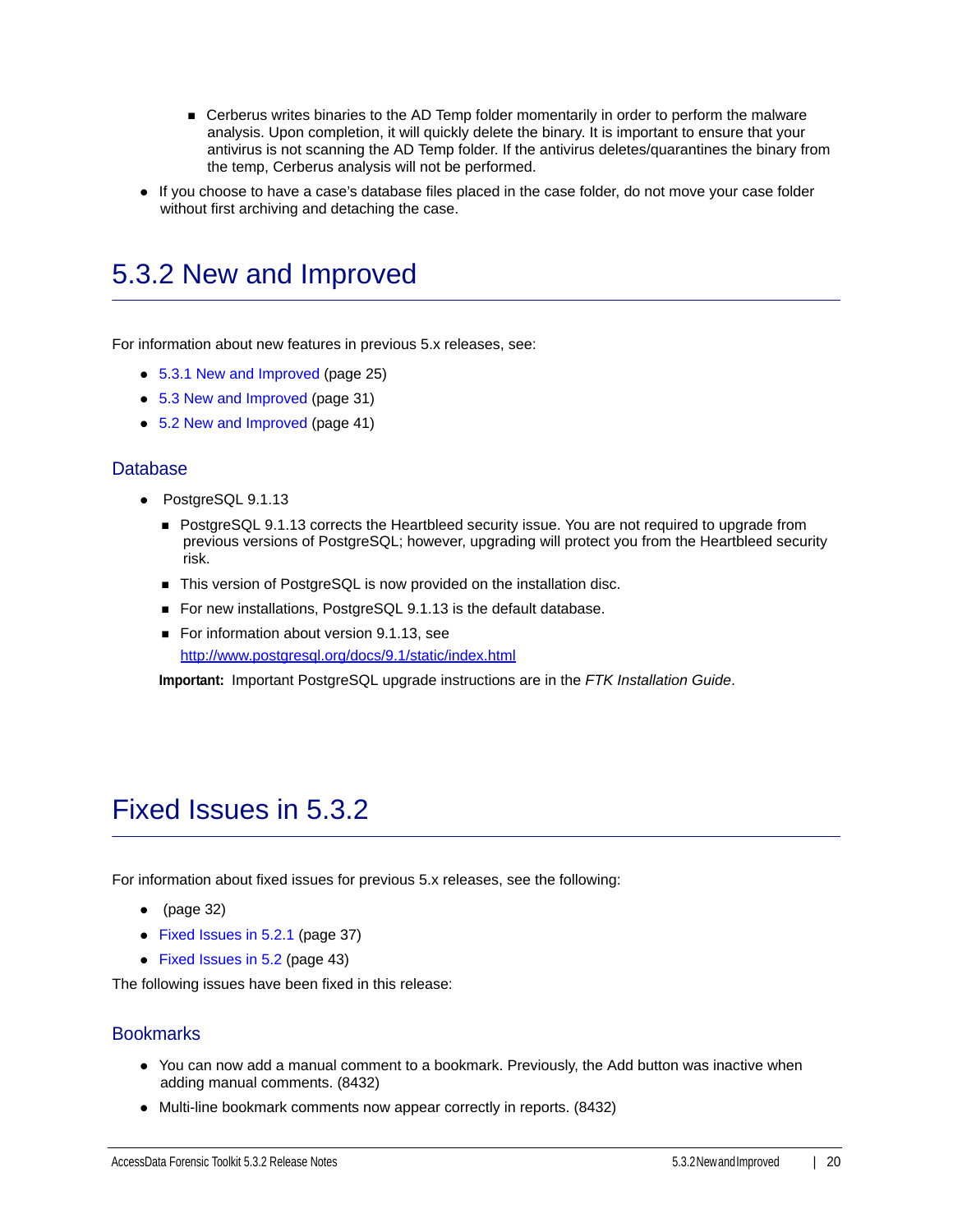- Cerberus writes binaries to the AD Temp folder momentarily in order to perform the malware analysis. Upon completion, it will quickly delete the binary. It is important to ensure that your antivirus is not scanning the AD Temp folder. If the antivirus deletes/quarantines the binary from the temp, Cerberus analysis will not be performed.

- If you choose to have a case's database files placed in the case folder, do not move your case folder without first archiving and detaching the case.

# 5.3.2 New and Improved

For information about new features in previous 5.x releases, see:

- 5.3.1 New and Improved (page 25)
- 5.3 New and Improved (page 31)
- 5.2 New and Improved (page 41)

## Database

- PostgreSQL 9.1.13
  - PostgreSQL 9.1.13 corrects the Heartbleed security issue. You are not required to upgrade from previous versions of PostgreSQL; however, upgrading will protect you from the Heartbleed security risk.
  - This version of PostgreSQL is now provided on the installation disc.
  - For new installations, PostgreSQL 9.1.13 is the default database.
  - For information about version 9.1.13, see http://www.postgresql.org/docs/9.1/static/index.html

**Important:** Important PostgreSQL upgrade instructions are in the *FTK Installation Guide*.

# Fixed Issues in 5.3.2

For information about fixed issues for previous 5.x releases, see the following:

- (page 32)
- Fixed Issues in 5.2.1 (page 37)
- Fixed Issues in 5.2 (page 43)

The following issues have been fixed in this release:

## Bookmarks

- You can now add a manual comment to a bookmark. Previously, the Add button was inactive when adding manual comments. (8432)
- Multi-line bookmark comments now appear correctly in reports. (8432)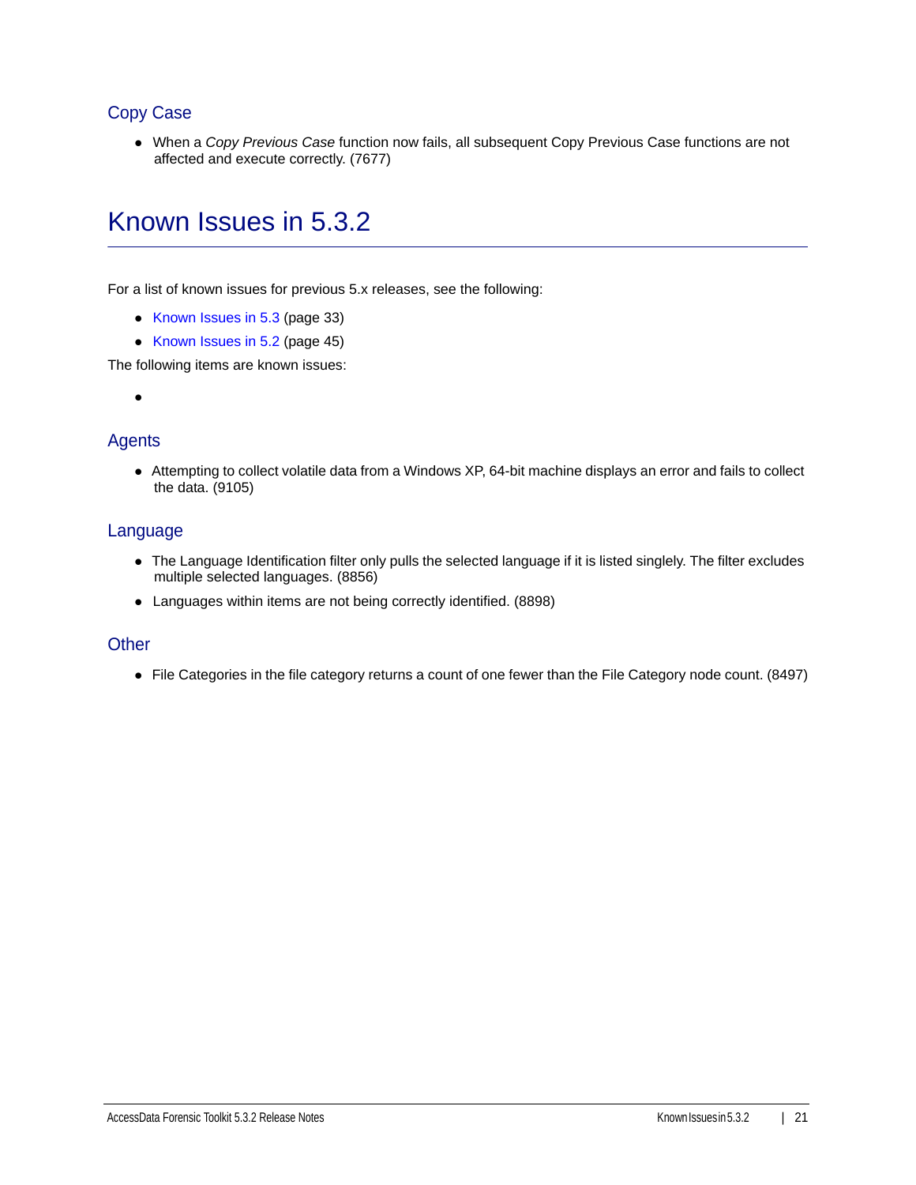### Copy Case

- When a *Copy Previous Case* function now fails, all subsequent Copy Previous Case functions are not affected and execute correctly. (7677)

# Known Issues in 5.3.2

For a list of known issues for previous 5.x releases, see the following:

- Known Issues in 5.3 (page 33)
- Known Issues in 5.2 (page 45)

The following items are known issues:

- 

### Agents

- Attempting to collect volatile data from a Windows XP, 64-bit machine displays an error and fails to collect the data. (9105)

### Language

- The Language Identification filter only pulls the selected language if it is listed singly. The filter excludes multiple selected languages. (8856)
- Languages within items are not being correctly identified. (8898)

### Other

- File Categories in the file category returns a count of one fewer than the File Category node count. (8497)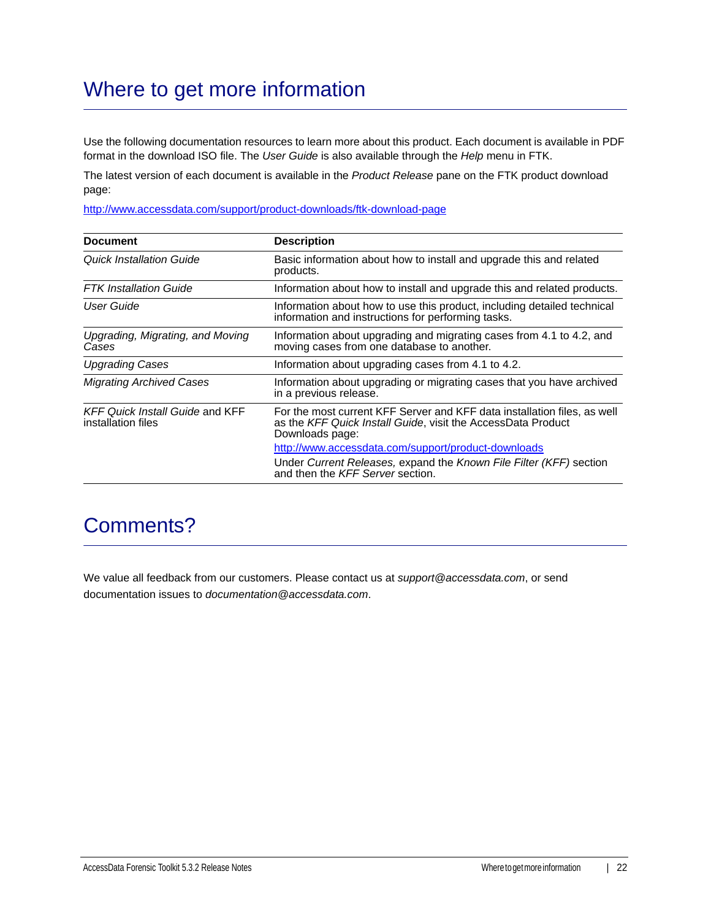# Where to get more information

Use the following documentation resources to learn more about this product. Each document is available in PDF format in the download ISO file. The *User Guide* is also available through the *Help* menu in FTK.

The latest version of each document is available in the *Product Release* pane on the FTK product download page:

http://www.accessdata.com/support/product-downloads/ftk-download-page

| Document | Description |
|---|---|
| *Quick Installation Guide* | Basic information about how to install and upgrade this and related products. |
| *FTK Installation Guide* | Information about how to install and upgrade this and related products. |
| *User Guide* | Information about how to use this product, including detailed technical information and instructions for performing tasks. |
| *Upgrading, Migrating, and Moving Cases* | Information about upgrading and migrating cases from 4.1 to 4.2, and moving cases from one database to another. |
| *Upgrading Cases* | Information about upgrading cases from 4.1 to 4.2. |
| *Migrating Archived Cases* | Information about upgrading or migrating cases that you have archived in a previous release. |
| *KFF Quick Install Guide* and KFF installation files | For the most current KFF Server and KFF data installation files, as well as the *KFF Quick Install Guide*, visit the AccessData Product Downloads page: http://www.accessdata.com/support/product-downloads Under *Current Releases,* expand the *Known File Filter (KFF)* section and then the *KFF Server* section. |

# Comments?

We value all feedback from our customers. Please contact us at *support@accessdata.com*, or send documentation issues to *documentation@accessdata.com*.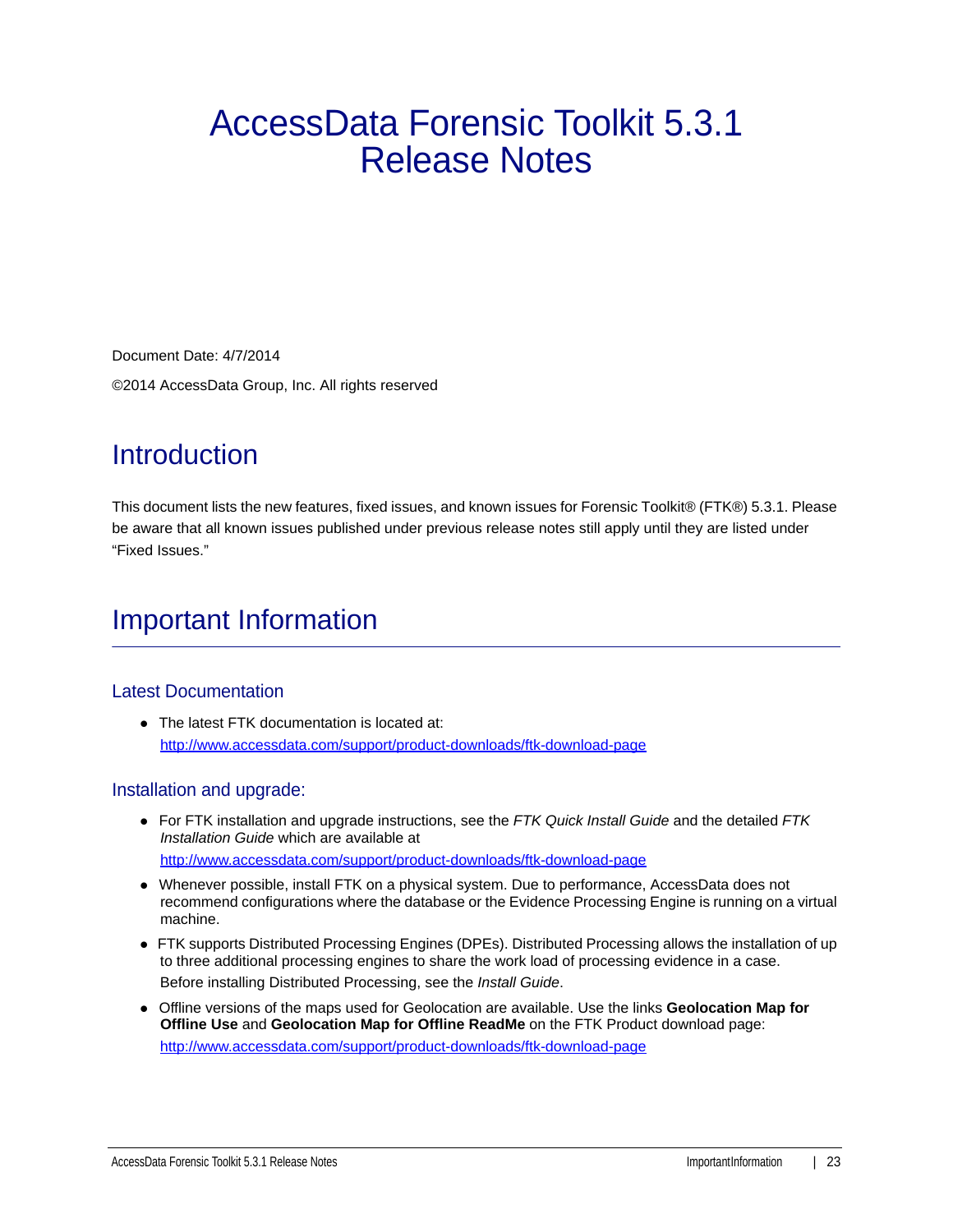# AccessData Forensic Toolkit 5.3.1 Release Notes

Document Date: 4/7/2014

©2014 AccessData Group, Inc. All rights reserved

## Introduction

This document lists the new features, fixed issues, and known issues for Forensic Toolkit® (FTK®) 5.3.1. Please be aware that all known issues published under previous release notes still apply until they are listed under "Fixed Issues."

## Important Information

### Latest Documentation

- The latest FTK documentation is located at:
  http://www.accessdata.com/support/product-downloads/ftk-download-page

### Installation and upgrade:

- For FTK installation and upgrade instructions, see the *FTK Quick Install Guide* and the detailed *FTK Installation Guide* which are available at
  http://www.accessdata.com/support/product-downloads/ftk-download-page
- Whenever possible, install FTK on a physical system. Due to performance, AccessData does not recommend configurations where the database or the Evidence Processing Engine is running on a virtual machine.
- FTK supports Distributed Processing Engines (DPEs). Distributed Processing allows the installation of up to three additional processing engines to share the work load of processing evidence in a case.
  Before installing Distributed Processing, see the *Install Guide*.
- Offline versions of the maps used for Geolocation are available. Use the links **Geolocation Map for Offline Use** and **Geolocation Map for Offline ReadMe** on the FTK Product download page:
  http://www.accessdata.com/support/product-downloads/ftk-download-page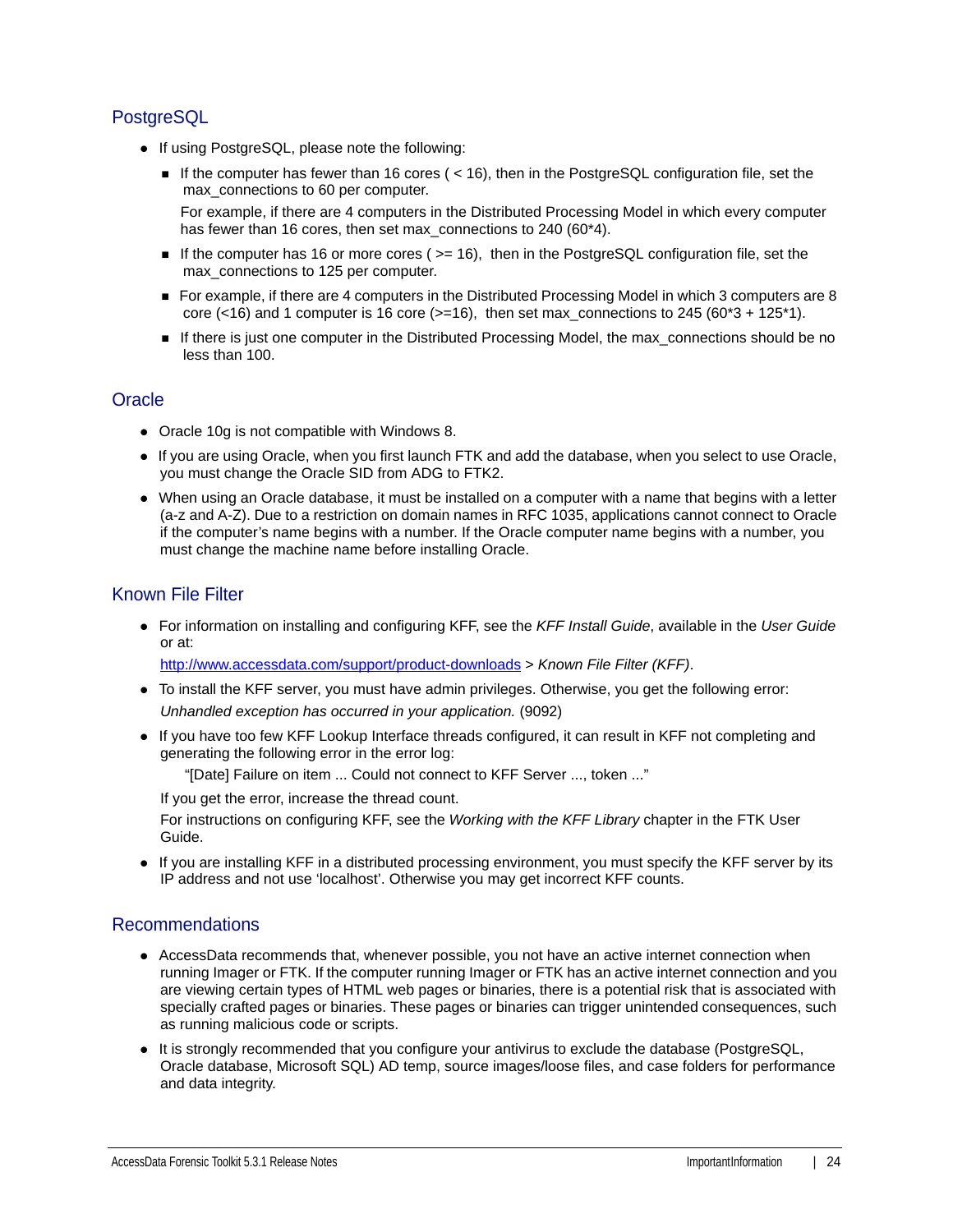## PostgreSQL

- If using PostgreSQL, please note the following:
  - If the computer has fewer than 16 cores ( < 16), then in the PostgreSQL configuration file, set the max_connections to 60 per computer.

    For example, if there are 4 computers in the Distributed Processing Model in which every computer has fewer than 16 cores, then set max_connections to 240 (60*4).
  - If the computer has 16 or more cores ( >= 16), then in the PostgreSQL configuration file, set the max_connections to 125 per computer.
  - For example, if there are 4 computers in the Distributed Processing Model in which 3 computers are 8 core (<16) and 1 computer is 16 core (>=16), then set max_connections to 245 (60*3 + 125*1).
  - If there is just one computer in the Distributed Processing Model, the max_connections should be no less than 100.

## Oracle

- Oracle 10g is not compatible with Windows 8.
- If you are using Oracle, when you first launch FTK and add the database, when you select to use Oracle, you must change the Oracle SID from ADG to FTK2.
- When using an Oracle database, it must be installed on a computer with a name that begins with a letter (a-z and A-Z). Due to a restriction on domain names in RFC 1035, applications cannot connect to Oracle if the computer's name begins with a number. If the Oracle computer name begins with a number, you must change the machine name before installing Oracle.

## Known File Filter

- For information on installing and configuring KFF, see the *KFF Install Guide*, available in the *User Guide* or at:

  http://www.accessdata.com/support/product-downloads > *Known File Filter (KFF)*.
- To install the KFF server, you must have admin privileges. Otherwise, you get the following error:

  *Unhandled exception has occurred in your application.* (9092)
- If you have too few KFF Lookup Interface threads configured, it can result in KFF not completing and generating the following error in the error log:

  "[Date] Failure on item ... Could not connect to KFF Server ..., token ..."

  If you get the error, increase the thread count.

  For instructions on configuring KFF, see the *Working with the KFF Library* chapter in the FTK User Guide.
- If you are installing KFF in a distributed processing environment, you must specify the KFF server by its IP address and not use 'localhost'. Otherwise you may get incorrect KFF counts.

## Recommendations

- AccessData recommends that, whenever possible, you not have an active internet connection when running Imager or FTK. If the computer running Imager or FTK has an active internet connection and you are viewing certain types of HTML web pages or binaries, there is a potential risk that is associated with specially crafted pages or binaries. These pages or binaries can trigger unintended consequences, such as running malicious code or scripts.
- It is strongly recommended that you configure your antivirus to exclude the database (PostgreSQL, Oracle database, Microsoft SQL) AD temp, source images/loose files, and case folders for performance and data integrity.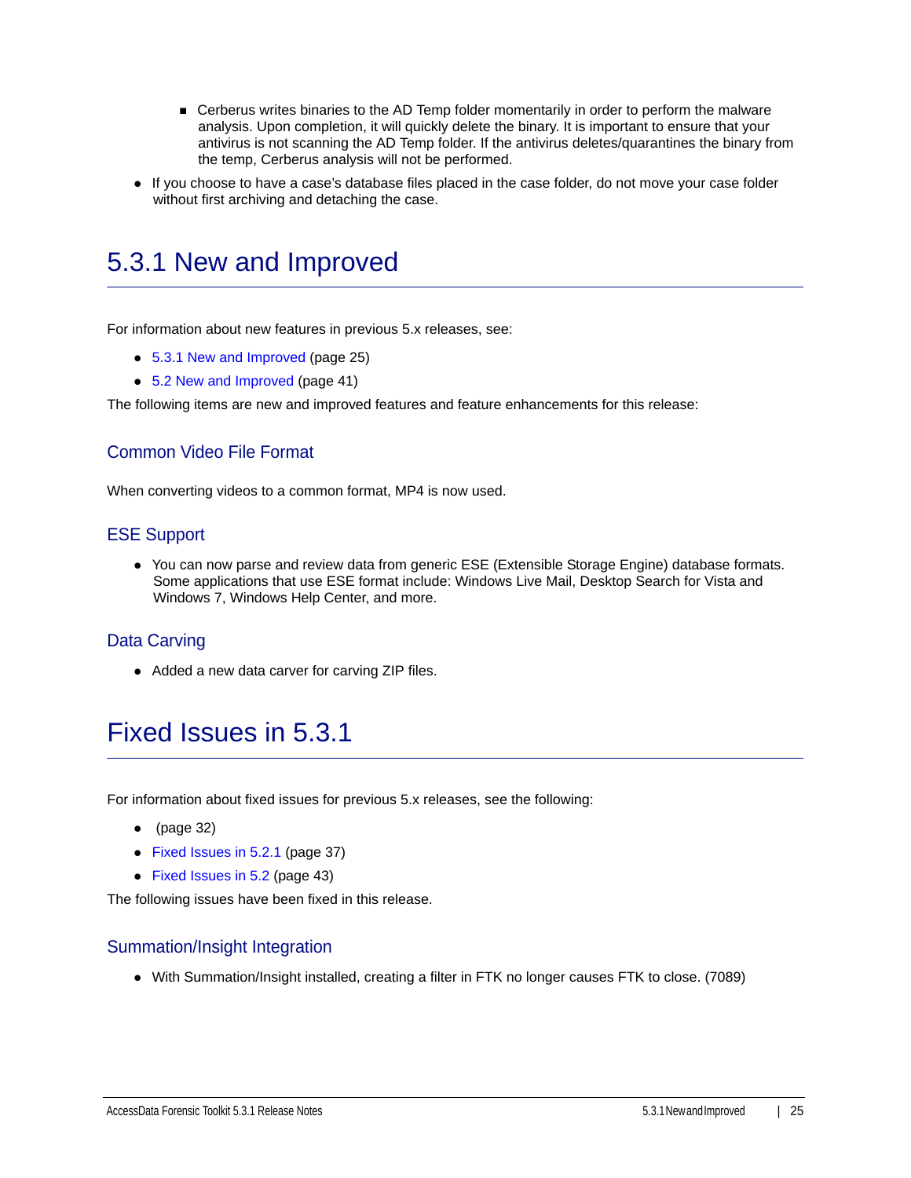- Cerberus writes binaries to the AD Temp folder momentarily in order to perform the malware analysis. Upon completion, it will quickly delete the binary. It is important to ensure that your antivirus is not scanning the AD Temp folder. If the antivirus deletes/quarantines the binary from the temp, Cerberus analysis will not be performed.

- If you choose to have a case's database files placed in the case folder, do not move your case folder without first archiving and detaching the case.

# 5.3.1 New and Improved

For information about new features in previous 5.x releases, see:

- 5.3.1 New and Improved (page 25)
- 5.2 New and Improved (page 41)

The following items are new and improved features and feature enhancements for this release:

## Common Video File Format

When converting videos to a common format, MP4 is now used.

## ESE Support

- You can now parse and review data from generic ESE (Extensible Storage Engine) database formats. Some applications that use ESE format include: Windows Live Mail, Desktop Search for Vista and Windows 7, Windows Help Center, and more.

## Data Carving

- Added a new data carver for carving ZIP files.

# Fixed Issues in 5.3.1

For information about fixed issues for previous 5.x releases, see the following:

- (page 32)
- Fixed Issues in 5.2.1 (page 37)
- Fixed Issues in 5.2 (page 43)

The following issues have been fixed in this release.

## Summation/Insight Integration

- With Summation/Insight installed, creating a filter in FTK no longer causes FTK to close. (7089)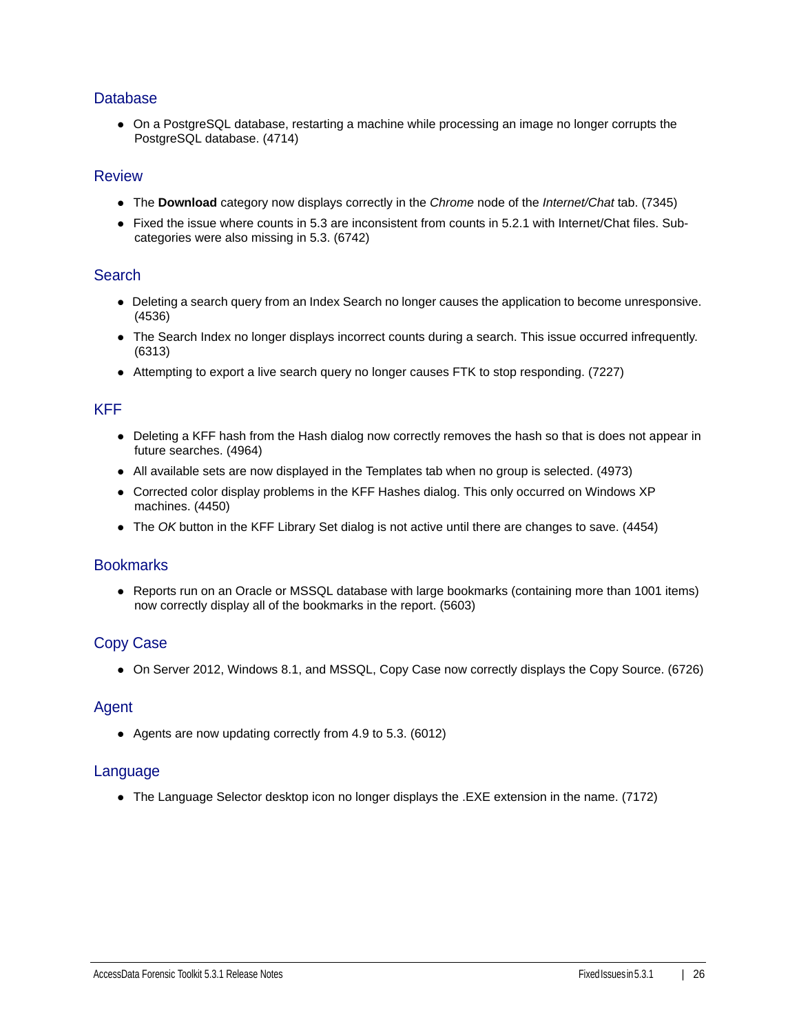## Database

- On a PostgreSQL database, restarting a machine while processing an image no longer corrupts the PostgreSQL database. (4714)

## Review

- The **Download** category now displays correctly in the *Chrome* node of the *Internet/Chat* tab. (7345)
- Fixed the issue where counts in 5.3 are inconsistent from counts in 5.2.1 with Internet/Chat files. Sub-categories were also missing in 5.3. (6742)

## Search

- Deleting a search query from an Index Search no longer causes the application to become unresponsive. (4536)
- The Search Index no longer displays incorrect counts during a search. This issue occurred infrequently. (6313)
- Attempting to export a live search query no longer causes FTK to stop responding. (7227)

## KFF

- Deleting a KFF hash from the Hash dialog now correctly removes the hash so that is does not appear in future searches. (4964)
- All available sets are now displayed in the Templates tab when no group is selected. (4973)
- Corrected color display problems in the KFF Hashes dialog. This only occurred on Windows XP machines. (4450)
- The *OK* button in the KFF Library Set dialog is not active until there are changes to save. (4454)

## Bookmarks

- Reports run on an Oracle or MSSQL database with large bookmarks (containing more than 1001 items) now correctly display all of the bookmarks in the report. (5603)

## Copy Case

- On Server 2012, Windows 8.1, and MSSQL, Copy Case now correctly displays the Copy Source. (6726)

## Agent

- Agents are now updating correctly from 4.9 to 5.3. (6012)

## Language

- The Language Selector desktop icon no longer displays the .EXE extension in the name. (7172)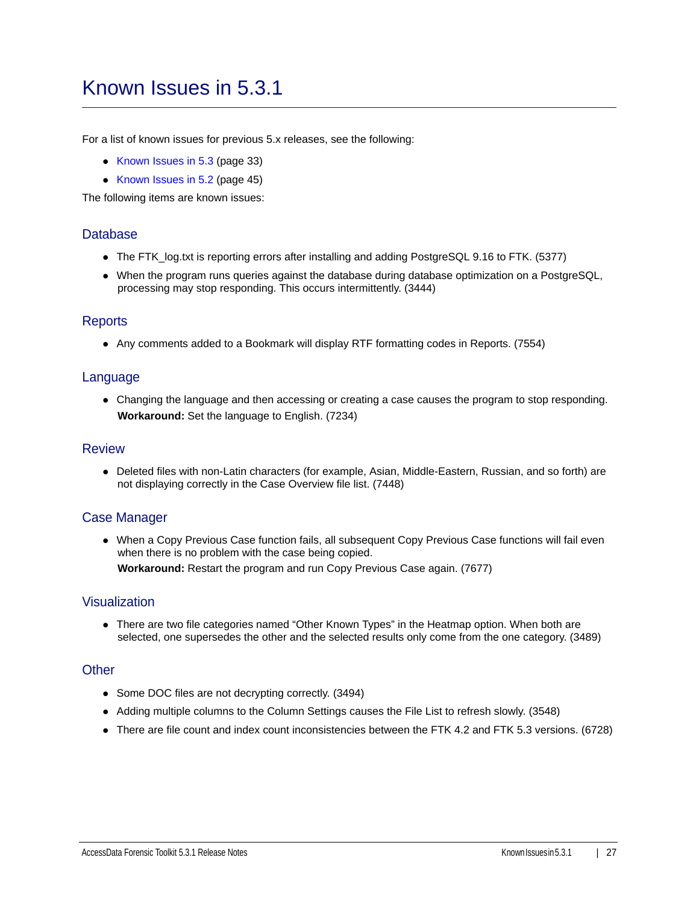# Known Issues in 5.3.1

For a list of known issues for previous 5.x releases, see the following:

- Known Issues in 5.3 (page 33)
- Known Issues in 5.2 (page 45)

The following items are known issues:

## Database

- The FTK_log.txt is reporting errors after installing and adding PostgreSQL 9.16 to FTK. (5377)
- When the program runs queries against the database during database optimization on a PostgreSQL, processing may stop responding. This occurs intermittently. (3444)

## Reports

- Any comments added to a Bookmark will display RTF formatting codes in Reports. (7554)

## Language

- Changing the language and then accessing or creating a case causes the program to stop responding.
  **Workaround:** Set the language to English. (7234)

## Review

- Deleted files with non-Latin characters (for example, Asian, Middle-Eastern, Russian, and so forth) are not displaying correctly in the Case Overview file list. (7448)

## Case Manager

- When a Copy Previous Case function fails, all subsequent Copy Previous Case functions will fail even when there is no problem with the case being copied.
  **Workaround:** Restart the program and run Copy Previous Case again. (7677)

## Visualization

- There are two file categories named “Other Known Types” in the Heatmap option. When both are selected, one supersedes the other and the selected results only come from the one category. (3489)

## Other

- Some DOC files are not decrypting correctly. (3494)
- Adding multiple columns to the Column Settings causes the File List to refresh slowly. (3548)
- There are file count and index count inconsistencies between the FTK 4.2 and FTK 5.3 versions. (6728)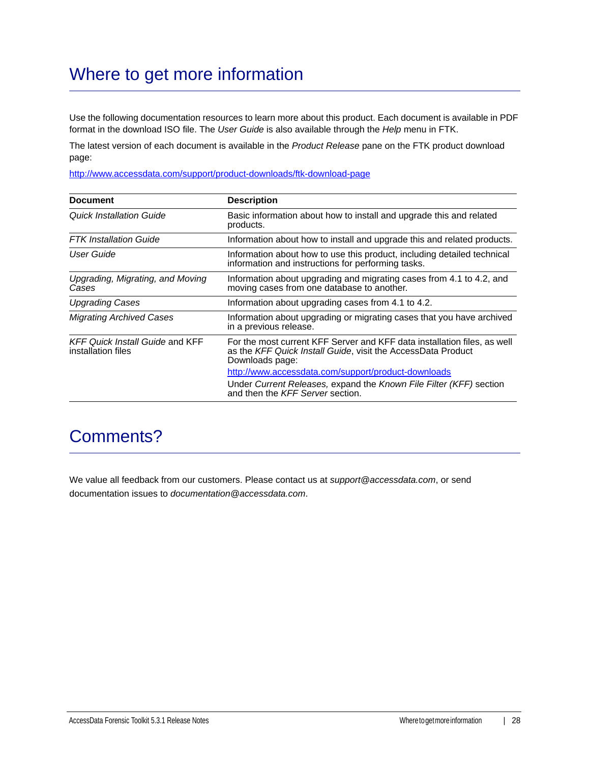# Where to get more information

Use the following documentation resources to learn more about this product. Each document is available in PDF format in the download ISO file. The *User Guide* is also available through the *Help* menu in FTK.

The latest version of each document is available in the *Product Release* pane on the FTK product download page:

http://www.accessdata.com/support/product-downloads/ftk-download-page

| Document | Description |
|---|---|
| *Quick Installation Guide* | Basic information about how to install and upgrade this and related products. |
| *FTK Installation Guide* | Information about how to install and upgrade this and related products. |
| *User Guide* | Information about how to use this product, including detailed technical information and instructions for performing tasks. |
| *Upgrading, Migrating, and Moving Cases* | Information about upgrading and migrating cases from 4.1 to 4.2, and moving cases from one database to another. |
| *Upgrading Cases* | Information about upgrading cases from 4.1 to 4.2. |
| *Migrating Archived Cases* | Information about upgrading or migrating cases that you have archived in a previous release. |
| *KFF Quick Install Guide* and KFF installation files | For the most current KFF Server and KFF data installation files, as well as the *KFF Quick Install Guide*, visit the AccessData Product Downloads page: http://www.accessdata.com/support/product-downloads Under *Current Releases,* expand the *Known File Filter (KFF)* section and then the *KFF Server* section. |

# Comments?

We value all feedback from our customers. Please contact us at *support@accessdata.com*, or send documentation issues to *documentation@accessdata.com*.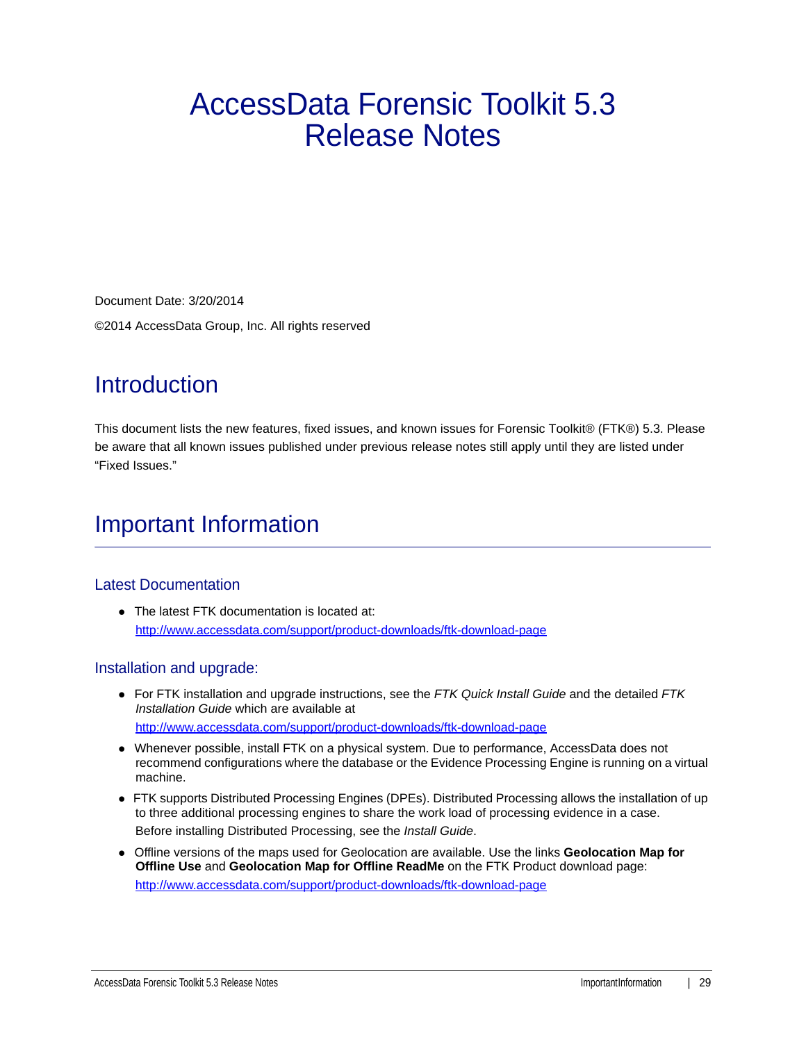# AccessData Forensic Toolkit 5.3 Release Notes

Document Date: 3/20/2014

©2014 AccessData Group, Inc. All rights reserved

## Introduction

This document lists the new features, fixed issues, and known issues for Forensic Toolkit® (FTK®) 5.3. Please be aware that all known issues published under previous release notes still apply until they are listed under "Fixed Issues."

## Important Information

### Latest Documentation

- The latest FTK documentation is located at:
  http://www.accessdata.com/support/product-downloads/ftk-download-page

### Installation and upgrade:

- For FTK installation and upgrade instructions, see the *FTK Quick Install Guide* and the detailed *FTK Installation Guide* which are available at
  http://www.accessdata.com/support/product-downloads/ftk-download-page
- Whenever possible, install FTK on a physical system. Due to performance, AccessData does not recommend configurations where the database or the Evidence Processing Engine is running on a virtual machine.
- FTK supports Distributed Processing Engines (DPEs). Distributed Processing allows the installation of up to three additional processing engines to share the work load of processing evidence in a case.
  Before installing Distributed Processing, see the *Install Guide*.
- Offline versions of the maps used for Geolocation are available. Use the links **Geolocation Map for Offline Use** and **Geolocation Map for Offline ReadMe** on the FTK Product download page:
  http://www.accessdata.com/support/product-downloads/ftk-download-page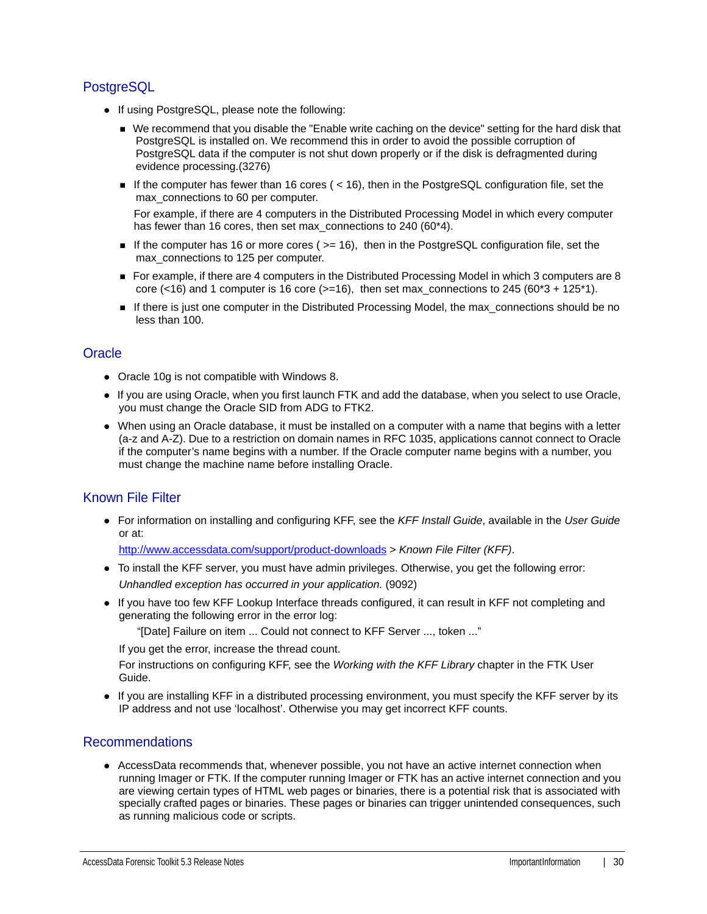## PostgreSQL

- If using PostgreSQL, please note the following:
  - We recommend that you disable the "Enable write caching on the device" setting for the hard disk that PostgreSQL is installed on. We recommend this in order to avoid the possible corruption of PostgreSQL data if the computer is not shut down properly or if the disk is defragmented during evidence processing.(3276)
  - If the computer has fewer than 16 cores ( < 16), then in the PostgreSQL configuration file, set the max_connections to 60 per computer.

    For example, if there are 4 computers in the Distributed Processing Model in which every computer has fewer than 16 cores, then set max_connections to 240 (60*4).
  - If the computer has 16 or more cores ( >= 16), then in the PostgreSQL configuration file, set the max_connections to 125 per computer.
  - For example, if there are 4 computers in the Distributed Processing Model in which 3 computers are 8 core (<16) and 1 computer is 16 core (>=16), then set max_connections to 245 (60*3 + 125*1).
  - If there is just one computer in the Distributed Processing Model, the max_connections should be no less than 100.

## Oracle

- Oracle 10g is not compatible with Windows 8.
- If you are using Oracle, when you first launch FTK and add the database, when you select to use Oracle, you must change the Oracle SID from ADG to FTK2.
- When using an Oracle database, it must be installed on a computer with a name that begins with a letter (a-z and A-Z). Due to a restriction on domain names in RFC 1035, applications cannot connect to Oracle if the computer's name begins with a number. If the Oracle computer name begins with a number, you must change the machine name before installing Oracle.

## Known File Filter

- For information on installing and configuring KFF, see the *KFF Install Guide*, available in the *User Guide* or at:

  http://www.accessdata.com/support/product-downloads > *Known File Filter (KFF)*.
- To install the KFF server, you must have admin privileges. Otherwise, you get the following error:

  *Unhandled exception has occurred in your application.* (9092)
- If you have too few KFF Lookup Interface threads configured, it can result in KFF not completing and generating the following error in the error log:

  "[Date] Failure on item ... Could not connect to KFF Server ..., token ..."

  If you get the error, increase the thread count.

  For instructions on configuring KFF, see the *Working with the KFF Library* chapter in the FTK User Guide.
- If you are installing KFF in a distributed processing environment, you must specify the KFF server by its IP address and not use 'localhost'. Otherwise you may get incorrect KFF counts.

## Recommendations

- AccessData recommends that, whenever possible, you not have an active internet connection when running Imager or FTK. If the computer running Imager or FTK has an active internet connection and you are viewing certain types of HTML web pages or binaries, there is a potential risk that is associated with specially crafted pages or binaries. These pages or binaries can trigger unintended consequences, such as running malicious code or scripts.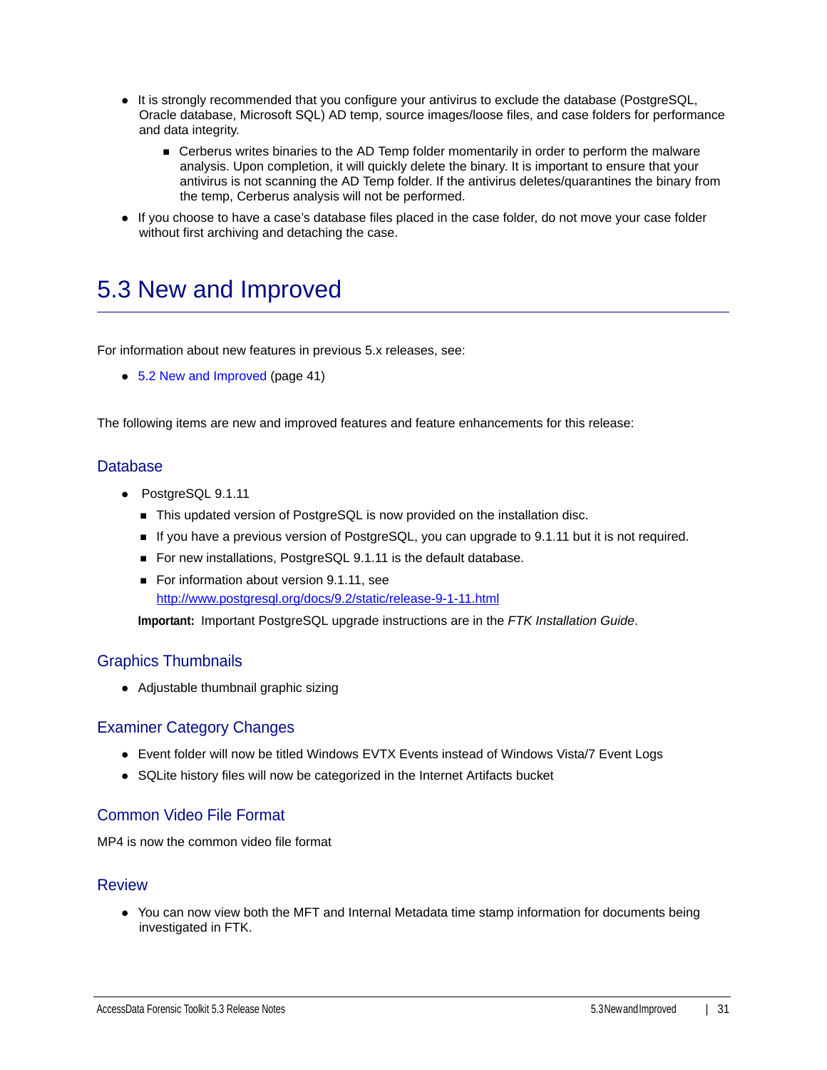- It is strongly recommended that you configure your antivirus to exclude the database (PostgreSQL, Oracle database, Microsoft SQL) AD temp, source images/loose files, and case folders for performance and data integrity.
    - Cerberus writes binaries to the AD Temp folder momentarily in order to perform the malware analysis. Upon completion, it will quickly delete the binary. It is important to ensure that your antivirus is not scanning the AD Temp folder. If the antivirus deletes/quarantines the binary from the temp, Cerberus analysis will not be performed.
- If you choose to have a case's database files placed in the case folder, do not move your case folder without first archiving and detaching the case.

# 5.3 New and Improved

For information about new features in previous 5.x releases, see:

- 5.2 New and Improved (page 41)

The following items are new and improved features and feature enhancements for this release:

## Database

- PostgreSQL 9.1.11
    - This updated version of PostgreSQL is now provided on the installation disc.
    - If you have a previous version of PostgreSQL, you can upgrade to 9.1.11 but it is not required.
    - For new installations, PostgreSQL 9.1.11 is the default database.
    - For information about version 9.1.11, see http://www.postgresql.org/docs/9.2/static/release-9-1-11.html

  **Important:** Important PostgreSQL upgrade instructions are in the *FTK Installation Guide*.

## Graphics Thumbnails

- Adjustable thumbnail graphic sizing

## Examiner Category Changes

- Event folder will now be titled Windows EVTX Events instead of Windows Vista/7 Event Logs
- SQLite history files will now be categorized in the Internet Artifacts bucket

## Common Video File Format

MP4 is now the common video file format

## Review

- You can now view both the MFT and Internal Metadata time stamp information for documents being investigated in FTK.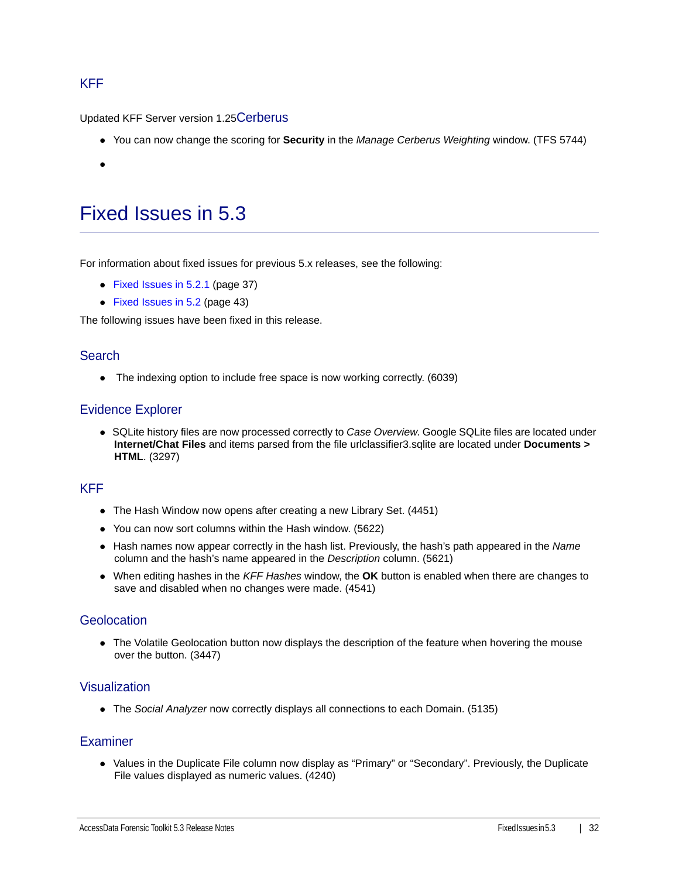### KFF

Updated KFF Server version 1.25Cerberus

- You can now change the scoring for **Security** in the *Manage Cerberus Weighting* window. (TFS 5744)
- 

# Fixed Issues in 5.3

For information about fixed issues for previous 5.x releases, see the following:

- Fixed Issues in 5.2.1 (page 37)
- Fixed Issues in 5.2 (page 43)

The following issues have been fixed in this release.

### Search

- The indexing option to include free space is now working correctly. (6039)

### Evidence Explorer

- SQLite history files are now processed correctly to *Case Overview*. Google SQLite files are located under **Internet/Chat Files** and items parsed from the file urlclassifier3.sqlite are located under **Documents > HTML**. (3297)

### KFF

- The Hash Window now opens after creating a new Library Set. (4451)
- You can now sort columns within the Hash window. (5622)
- Hash names now appear correctly in the hash list. Previously, the hash's path appeared in the *Name* column and the hash's name appeared in the *Description* column. (5621)
- When editing hashes in the *KFF Hashes* window, the **OK** button is enabled when there are changes to save and disabled when no changes were made. (4541)

### Geolocation

- The Volatile Geolocation button now displays the description of the feature when hovering the mouse over the button. (3447)

### Visualization

- The *Social Analyzer* now correctly displays all connections to each Domain. (5135)

### Examiner

- Values in the Duplicate File column now display as "Primary" or "Secondary". Previously, the Duplicate File values displayed as numeric values. (4240)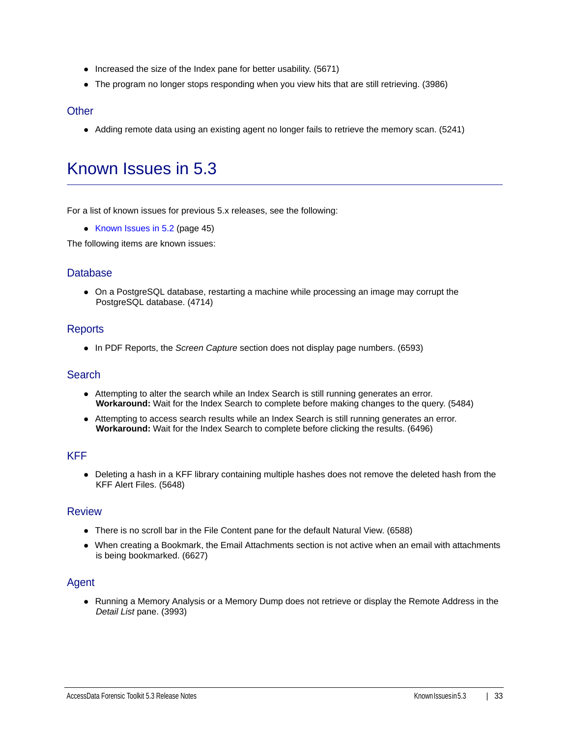- Increased the size of the Index pane for better usability. (5671)
- The program no longer stops responding when you view hits that are still retrieving. (3986)

### Other

- Adding remote data using an existing agent no longer fails to retrieve the memory scan. (5241)

# Known Issues in 5.3

For a list of known issues for previous 5.x releases, see the following:

- Known Issues in 5.2 (page 45)

The following items are known issues:

### Database

- On a PostgreSQL database, restarting a machine while processing an image may corrupt the PostgreSQL database. (4714)

### Reports

- In PDF Reports, the *Screen Capture* section does not display page numbers. (6593)

### Search

- Attempting to alter the search while an Index Search is still running generates an error. **Workaround:** Wait for the Index Search to complete before making changes to the query. (5484)
- Attempting to access search results while an Index Search is still running generates an error. **Workaround:** Wait for the Index Search to complete before clicking the results. (6496)

### KFF

- Deleting a hash in a KFF library containing multiple hashes does not remove the deleted hash from the KFF Alert Files. (5648)

### Review

- There is no scroll bar in the File Content pane for the default Natural View. (6588)
- When creating a Bookmark, the Email Attachments section is not active when an email with attachments is being bookmarked. (6627)

### Agent

- Running a Memory Analysis or a Memory Dump does not retrieve or display the Remote Address in the *Detail List* pane. (3993)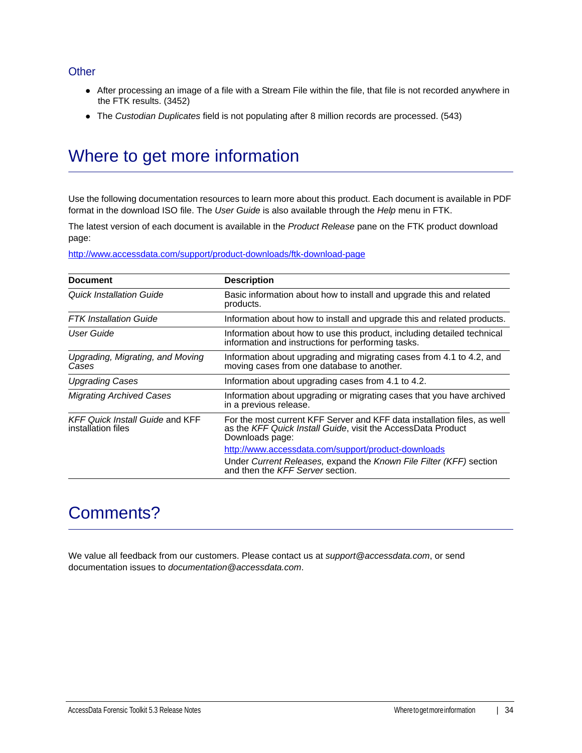### Other

- After processing an image of a file with a Stream File within the file, that file is not recorded anywhere in the FTK results. (3452)
- The *Custodian Duplicates* field is not populating after 8 million records are processed. (543)

## Where to get more information

Use the following documentation resources to learn more about this product. Each document is available in PDF format in the download ISO file. The *User Guide* is also available through the *Help* menu in FTK.

The latest version of each document is available in the *Product Release* pane on the FTK product download page:

http://www.accessdata.com/support/product-downloads/ftk-download-page

| Document | Description |
|---|---|
| *Quick Installation Guide* | Basic information about how to install and upgrade this and related products. |
| *FTK Installation Guide* | Information about how to install and upgrade this and related products. |
| *User Guide* | Information about how to use this product, including detailed technical information and instructions for performing tasks. |
| *Upgrading, Migrating, and Moving Cases* | Information about upgrading and migrating cases from 4.1 to 4.2, and moving cases from one database to another. |
| *Upgrading Cases* | Information about upgrading cases from 4.1 to 4.2. |
| *Migrating Archived Cases* | Information about upgrading or migrating cases that you have archived in a previous release. |
| *KFF Quick Install Guide* and KFF installation files | For the most current KFF Server and KFF data installation files, as well as the *KFF Quick Install Guide*, visit the AccessData Product Downloads page: http://www.accessdata.com/support/product-downloads Under *Current Releases,* expand the *Known File Filter (KFF)* section and then the *KFF Server* section. |

## Comments?

We value all feedback from our customers. Please contact us at *support@accessdata.com*, or send documentation issues to *documentation@accessdata.com*.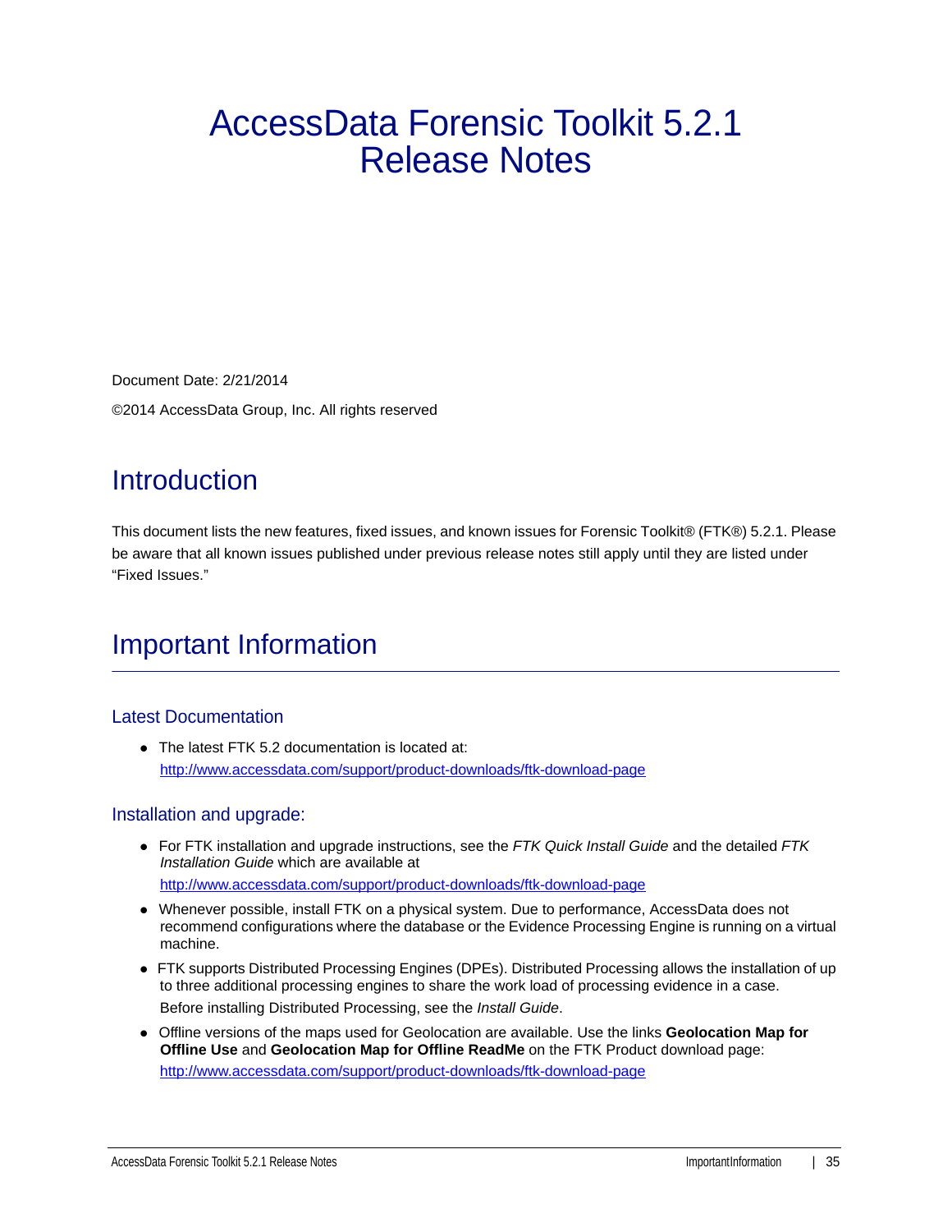# AccessData Forensic Toolkit 5.2.1 Release Notes

Document Date: 2/21/2014

©2014 AccessData Group, Inc. All rights reserved

## Introduction

This document lists the new features, fixed issues, and known issues for Forensic Toolkit® (FTK®) 5.2.1. Please be aware that all known issues published under previous release notes still apply until they are listed under "Fixed Issues."

## Important Information

### Latest Documentation

- The latest FTK 5.2 documentation is located at:
  http://www.accessdata.com/support/product-downloads/ftk-download-page

### Installation and upgrade:

- For FTK installation and upgrade instructions, see the *FTK Quick Install Guide* and the detailed *FTK Installation Guide* which are available at
  http://www.accessdata.com/support/product-downloads/ftk-download-page
- Whenever possible, install FTK on a physical system. Due to performance, AccessData does not recommend configurations where the database or the Evidence Processing Engine is running on a virtual machine.
- FTK supports Distributed Processing Engines (DPEs). Distributed Processing allows the installation of up to three additional processing engines to share the work load of processing evidence in a case.
  Before installing Distributed Processing, see the *Install Guide*.
- Offline versions of the maps used for Geolocation are available. Use the links **Geolocation Map for Offline Use** and **Geolocation Map for Offline ReadMe** on the FTK Product download page:
  http://www.accessdata.com/support/product-downloads/ftk-download-page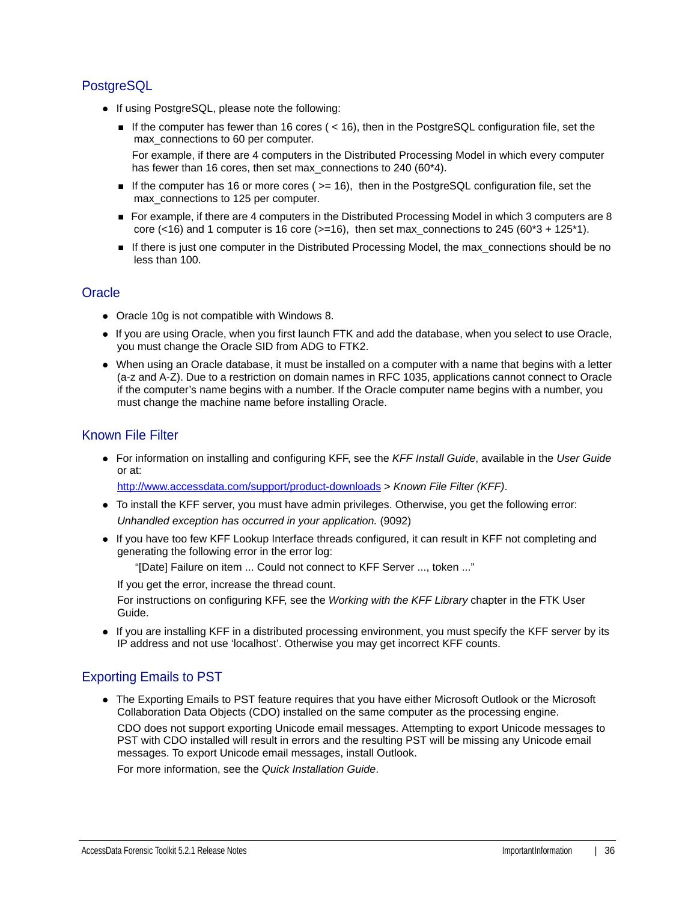## PostgreSQL

- If using PostgreSQL, please note the following:
  - If the computer has fewer than 16 cores ( < 16), then in the PostgreSQL configuration file, set the max_connections to 60 per computer.

    For example, if there are 4 computers in the Distributed Processing Model in which every computer has fewer than 16 cores, then set max_connections to 240 (60*4).
  - If the computer has 16 or more cores ( >= 16), then in the PostgreSQL configuration file, set the max_connections to 125 per computer.
  - For example, if there are 4 computers in the Distributed Processing Model in which 3 computers are 8 core (<16) and 1 computer is 16 core (>=16), then set max_connections to 245 (60*3 + 125*1).
  - If there is just one computer in the Distributed Processing Model, the max_connections should be no less than 100.

## Oracle

- Oracle 10g is not compatible with Windows 8.
- If you are using Oracle, when you first launch FTK and add the database, when you select to use Oracle, you must change the Oracle SID from ADG to FTK2.
- When using an Oracle database, it must be installed on a computer with a name that begins with a letter (a-z and A-Z). Due to a restriction on domain names in RFC 1035, applications cannot connect to Oracle if the computer's name begins with a number. If the Oracle computer name begins with a number, you must change the machine name before installing Oracle.

## Known File Filter

- For information on installing and configuring KFF, see the *KFF Install Guide*, available in the *User Guide* or at:

  http://www.accessdata.com/support/product-downloads > *Known File Filter (KFF)*.
- To install the KFF server, you must have admin privileges. Otherwise, you get the following error:

  *Unhandled exception has occurred in your application.* (9092)
- If you have too few KFF Lookup Interface threads configured, it can result in KFF not completing and generating the following error in the error log:

  "[Date] Failure on item ... Could not connect to KFF Server ..., token ..."

  If you get the error, increase the thread count.

  For instructions on configuring KFF, see the *Working with the KFF Library* chapter in the FTK User Guide.
- If you are installing KFF in a distributed processing environment, you must specify the KFF server by its IP address and not use 'localhost'. Otherwise you may get incorrect KFF counts.

## Exporting Emails to PST

- The Exporting Emails to PST feature requires that you have either Microsoft Outlook or the Microsoft Collaboration Data Objects (CDO) installed on the same computer as the processing engine.

  CDO does not support exporting Unicode email messages. Attempting to export Unicode messages to PST with CDO installed will result in errors and the resulting PST will be missing any Unicode email messages. To export Unicode email messages, install Outlook.

  For more information, see the *Quick Installation Guide*.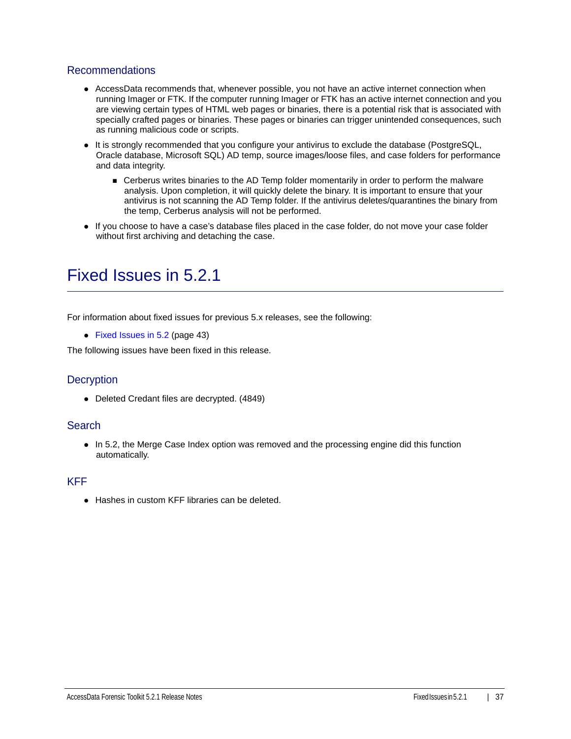### Recommendations

- AccessData recommends that, whenever possible, you not have an active internet connection when running Imager or FTK. If the computer running Imager or FTK has an active internet connection and you are viewing certain types of HTML web pages or binaries, there is a potential risk that is associated with specially crafted pages or binaries. These pages or binaries can trigger unintended consequences, such as running malicious code or scripts.
- It is strongly recommended that you configure your antivirus to exclude the database (PostgreSQL, Oracle database, Microsoft SQL) AD temp, source images/loose files, and case folders for performance and data integrity.
  - Cerberus writes binaries to the AD Temp folder momentarily in order to perform the malware analysis. Upon completion, it will quickly delete the binary. It is important to ensure that your antivirus is not scanning the AD Temp folder. If the antivirus deletes/quarantines the binary from the temp, Cerberus analysis will not be performed.
- If you choose to have a case's database files placed in the case folder, do not move your case folder without first archiving and detaching the case.

# Fixed Issues in 5.2.1

For information about fixed issues for previous 5.x releases, see the following:

- Fixed Issues in 5.2 (page 43)

The following issues have been fixed in this release.

### Decryption

- Deleted Credant files are decrypted. (4849)

### Search

- In 5.2, the Merge Case Index option was removed and the processing engine did this function automatically.

### KFF

- Hashes in custom KFF libraries can be deleted.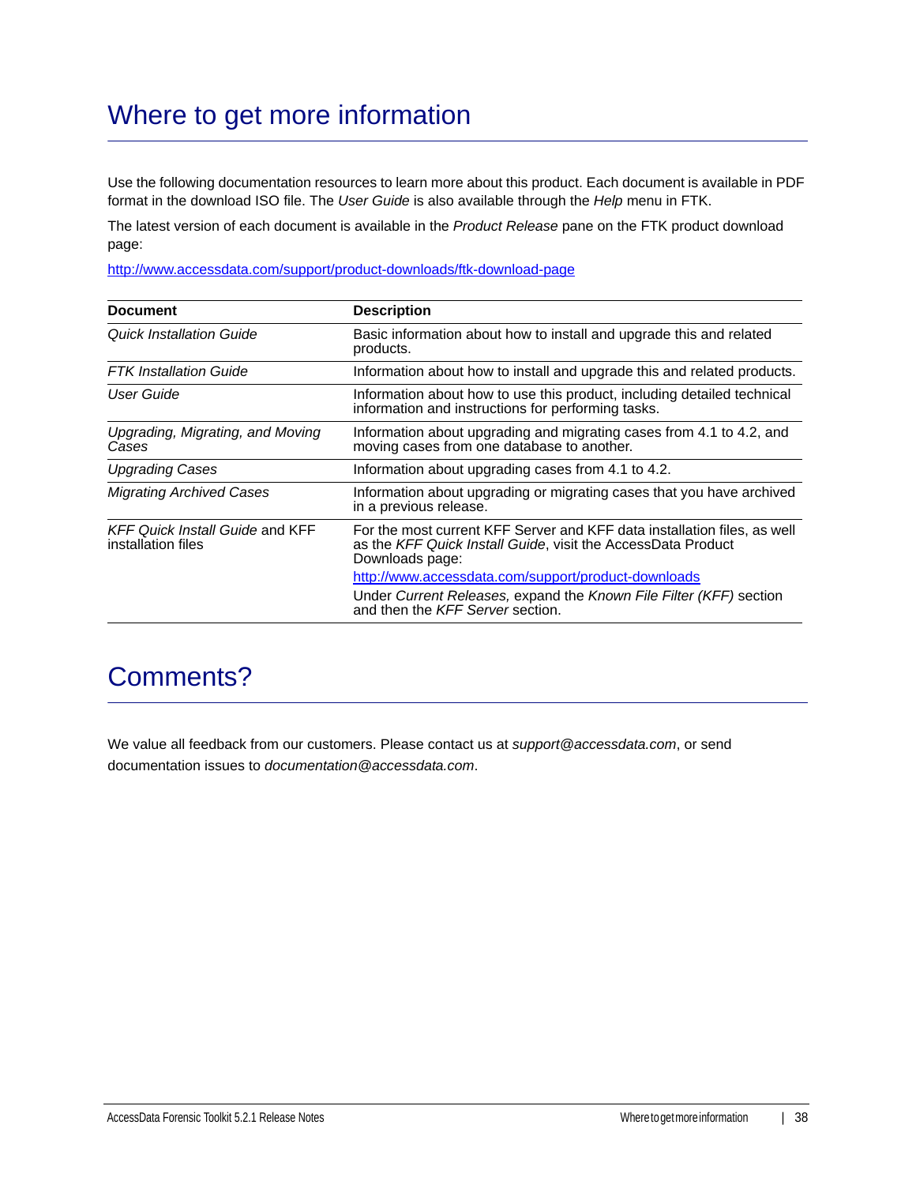# Where to get more information

Use the following documentation resources to learn more about this product. Each document is available in PDF format in the download ISO file. The *User Guide* is also available through the *Help* menu in FTK.

The latest version of each document is available in the *Product Release* pane on the FTK product download page:

http://www.accessdata.com/support/product-downloads/ftk-download-page

| Document | Description |
|---|---|
| *Quick Installation Guide* | Basic information about how to install and upgrade this and related products. |
| *FTK Installation Guide* | Information about how to install and upgrade this and related products. |
| *User Guide* | Information about how to use this product, including detailed technical information and instructions for performing tasks. |
| *Upgrading, Migrating, and Moving Cases* | Information about upgrading and migrating cases from 4.1 to 4.2, and moving cases from one database to another. |
| *Upgrading Cases* | Information about upgrading cases from 4.1 to 4.2. |
| *Migrating Archived Cases* | Information about upgrading or migrating cases that you have archived in a previous release. |
| *KFF Quick Install Guide* and KFF installation files | For the most current KFF Server and KFF data installation files, as well as the *KFF Quick Install Guide*, visit the AccessData Product Downloads page: http://www.accessdata.com/support/product-downloads Under *Current Releases,* expand the *Known File Filter (KFF)* section and then the *KFF Server* section. |

# Comments?

We value all feedback from our customers. Please contact us at *support@accessdata.com*, or send documentation issues to *documentation@accessdata.com*.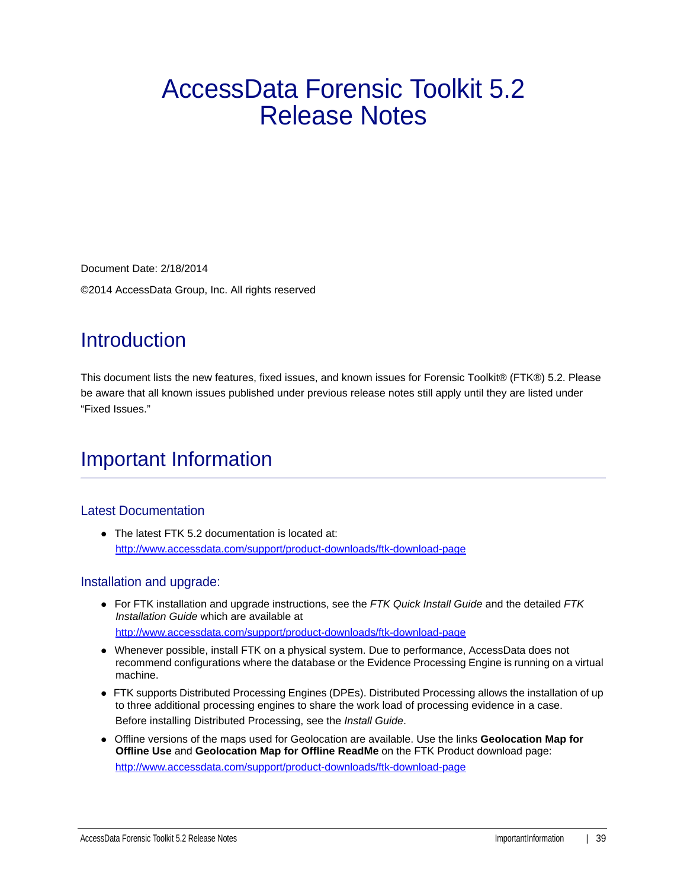# AccessData Forensic Toolkit 5.2 Release Notes

Document Date: 2/18/2014

©2014 AccessData Group, Inc. All rights reserved

## Introduction

This document lists the new features, fixed issues, and known issues for Forensic Toolkit® (FTK®) 5.2. Please be aware that all known issues published under previous release notes still apply until they are listed under "Fixed Issues."

## Important Information

### Latest Documentation

- The latest FTK 5.2 documentation is located at: http://www.accessdata.com/support/product-downloads/ftk-download-page

### Installation and upgrade:

- For FTK installation and upgrade instructions, see the *FTK Quick Install Guide* and the detailed *FTK Installation Guide* which are available at

  http://www.accessdata.com/support/product-downloads/ftk-download-page
- Whenever possible, install FTK on a physical system. Due to performance, AccessData does not recommend configurations where the database or the Evidence Processing Engine is running on a virtual machine.
- FTK supports Distributed Processing Engines (DPEs). Distributed Processing allows the installation of up to three additional processing engines to share the work load of processing evidence in a case.

  Before installing Distributed Processing, see the *Install Guide*.
- Offline versions of the maps used for Geolocation are available. Use the links **Geolocation Map for Offline Use** and **Geolocation Map for Offline ReadMe** on the FTK Product download page:

  http://www.accessdata.com/support/product-downloads/ftk-download-page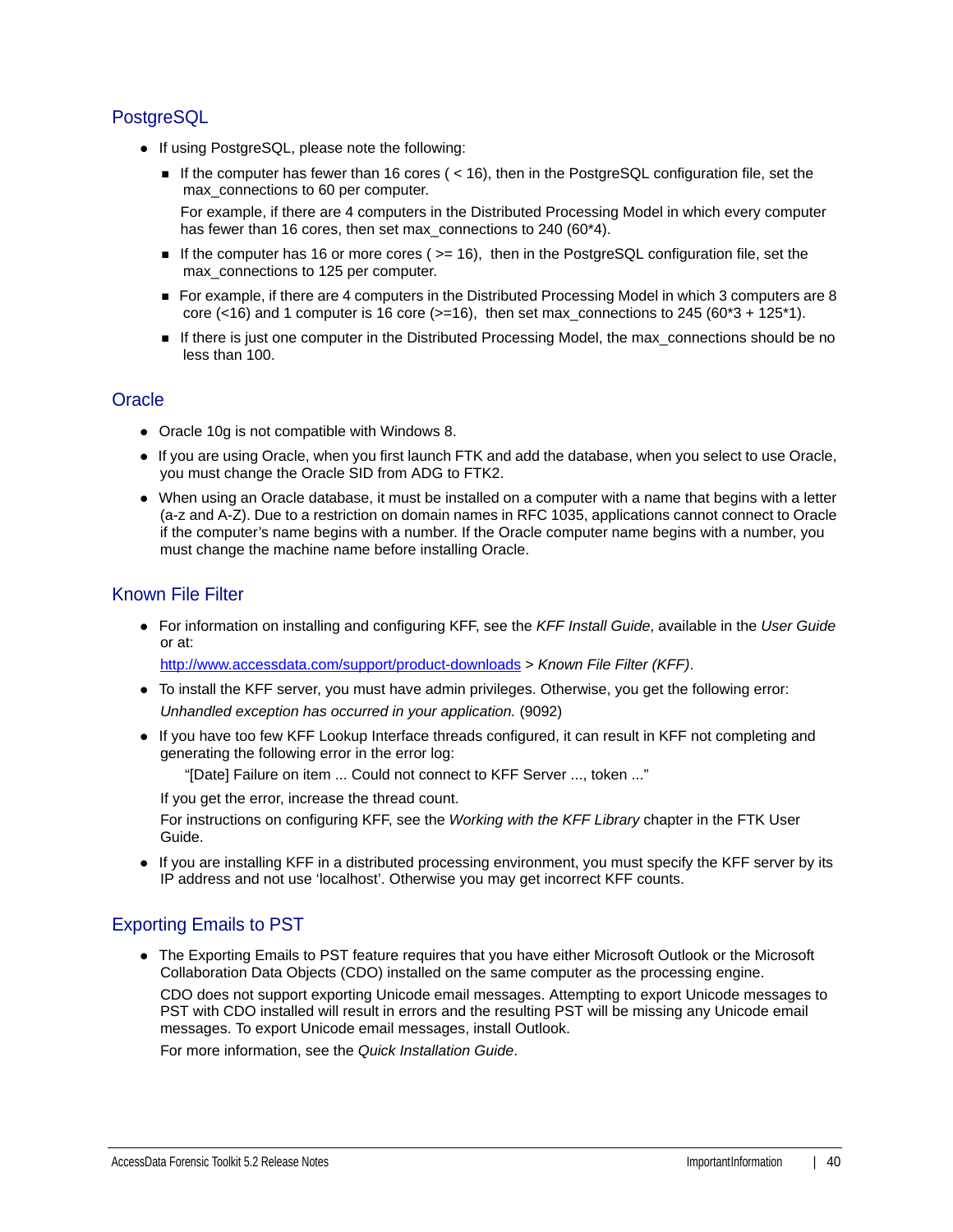## PostgreSQL

- If using PostgreSQL, please note the following:
  - If the computer has fewer than 16 cores ( < 16), then in the PostgreSQL configuration file, set the max_connections to 60 per computer.

    For example, if there are 4 computers in the Distributed Processing Model in which every computer has fewer than 16 cores, then set max_connections to 240 (60*4).
  - If the computer has 16 or more cores ( >= 16), then in the PostgreSQL configuration file, set the max_connections to 125 per computer.
  - For example, if there are 4 computers in the Distributed Processing Model in which 3 computers are 8 core (<16) and 1 computer is 16 core (>=16), then set max_connections to 245 (60*3 + 125*1).
  - If there is just one computer in the Distributed Processing Model, the max_connections should be no less than 100.

## Oracle

- Oracle 10g is not compatible with Windows 8.
- If you are using Oracle, when you first launch FTK and add the database, when you select to use Oracle, you must change the Oracle SID from ADG to FTK2.
- When using an Oracle database, it must be installed on a computer with a name that begins with a letter (a-z and A-Z). Due to a restriction on domain names in RFC 1035, applications cannot connect to Oracle if the computer's name begins with a number. If the Oracle computer name begins with a number, you must change the machine name before installing Oracle.

## Known File Filter

- For information on installing and configuring KFF, see the *KFF Install Guide*, available in the *User Guide* or at:

  http://www.accessdata.com/support/product-downloads > *Known File Filter (KFF)*.
- To install the KFF server, you must have admin privileges. Otherwise, you get the following error:

  *Unhandled exception has occurred in your application.* (9092)
- If you have too few KFF Lookup Interface threads configured, it can result in KFF not completing and generating the following error in the error log:

  "[Date] Failure on item ... Could not connect to KFF Server ..., token ..."

  If you get the error, increase the thread count.

  For instructions on configuring KFF, see the *Working with the KFF Library* chapter in the FTK User Guide.
- If you are installing KFF in a distributed processing environment, you must specify the KFF server by its IP address and not use 'localhost'. Otherwise you may get incorrect KFF counts.

## Exporting Emails to PST

- The Exporting Emails to PST feature requires that you have either Microsoft Outlook or the Microsoft Collaboration Data Objects (CDO) installed on the same computer as the processing engine.

  CDO does not support exporting Unicode email messages. Attempting to export Unicode messages to PST with CDO installed will result in errors and the resulting PST will be missing any Unicode email messages. To export Unicode email messages, install Outlook.

  For more information, see the *Quick Installation Guide*.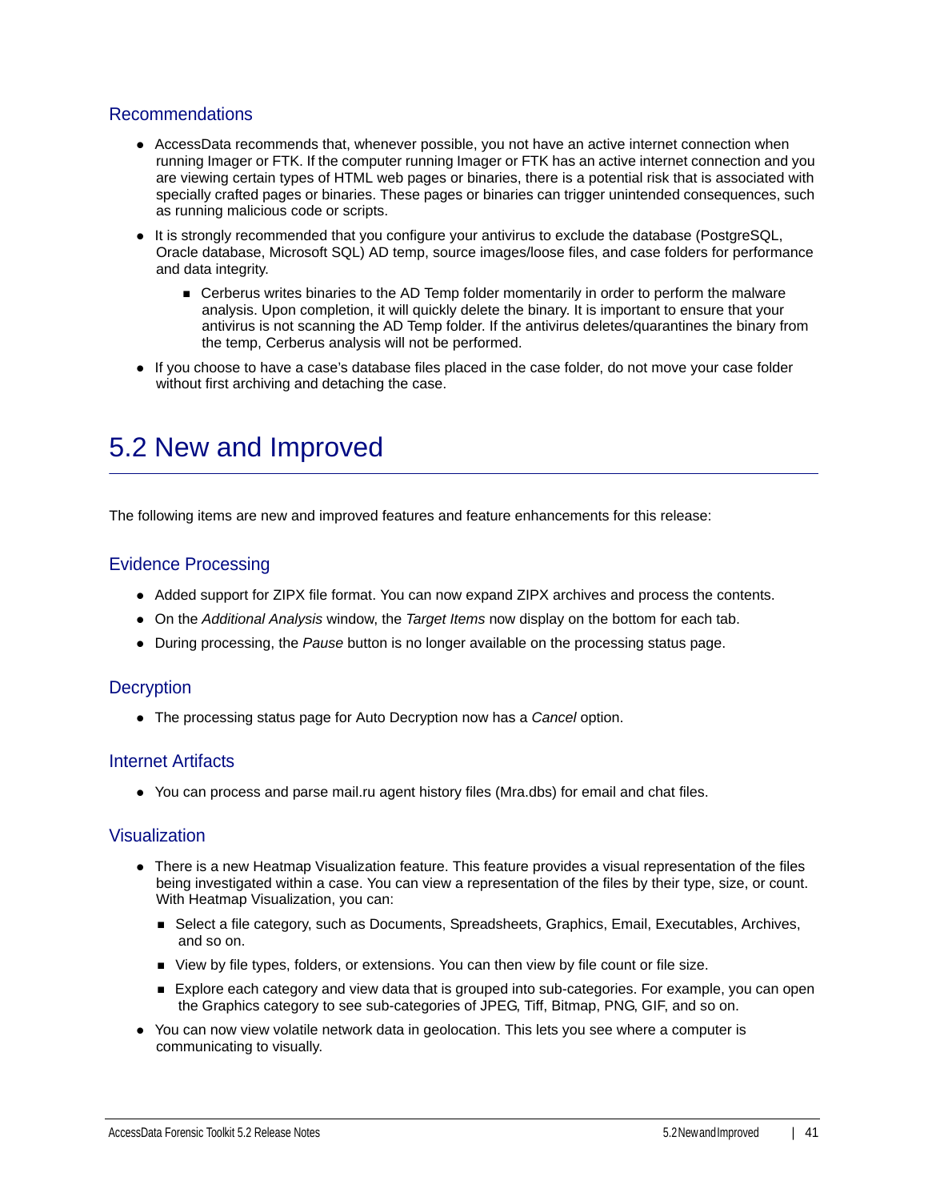### Recommendations

- AccessData recommends that, whenever possible, you not have an active internet connection when running Imager or FTK. If the computer running Imager or FTK has an active internet connection and you are viewing certain types of HTML web pages or binaries, there is a potential risk that is associated with specially crafted pages or binaries. These pages or binaries can trigger unintended consequences, such as running malicious code or scripts.
- It is strongly recommended that you configure your antivirus to exclude the database (PostgreSQL, Oracle database, Microsoft SQL) AD temp, source images/loose files, and case folders for performance and data integrity.
  - Cerberus writes binaries to the AD Temp folder momentarily in order to perform the malware analysis. Upon completion, it will quickly delete the binary. It is important to ensure that your antivirus is not scanning the AD Temp folder. If the antivirus deletes/quarantines the binary from the temp, Cerberus analysis will not be performed.
- If you choose to have a case's database files placed in the case folder, do not move your case folder without first archiving and detaching the case.

## 5.2 New and Improved

The following items are new and improved features and feature enhancements for this release:

### Evidence Processing

- Added support for ZIPX file format. You can now expand ZIPX archives and process the contents.
- On the *Additional Analysis* window, the *Target Items* now display on the bottom for each tab.
- During processing, the *Pause* button is no longer available on the processing status page.

### Decryption

- The processing status page for Auto Decryption now has a *Cancel* option.

### Internet Artifacts

- You can process and parse mail.ru agent history files (Mra.dbs) for email and chat files.

### Visualization

- There is a new Heatmap Visualization feature. This feature provides a visual representation of the files being investigated within a case. You can view a representation of the files by their type, size, or count. With Heatmap Visualization, you can:
  - Select a file category, such as Documents, Spreadsheets, Graphics, Email, Executables, Archives, and so on.
  - View by file types, folders, or extensions. You can then view by file count or file size.
  - Explore each category and view data that is grouped into sub-categories. For example, you can open the Graphics category to see sub-categories of JPEG, Tiff, Bitmap, PNG, GIF, and so on.
- You can now view volatile network data in geolocation. This lets you see where a computer is communicating to visually.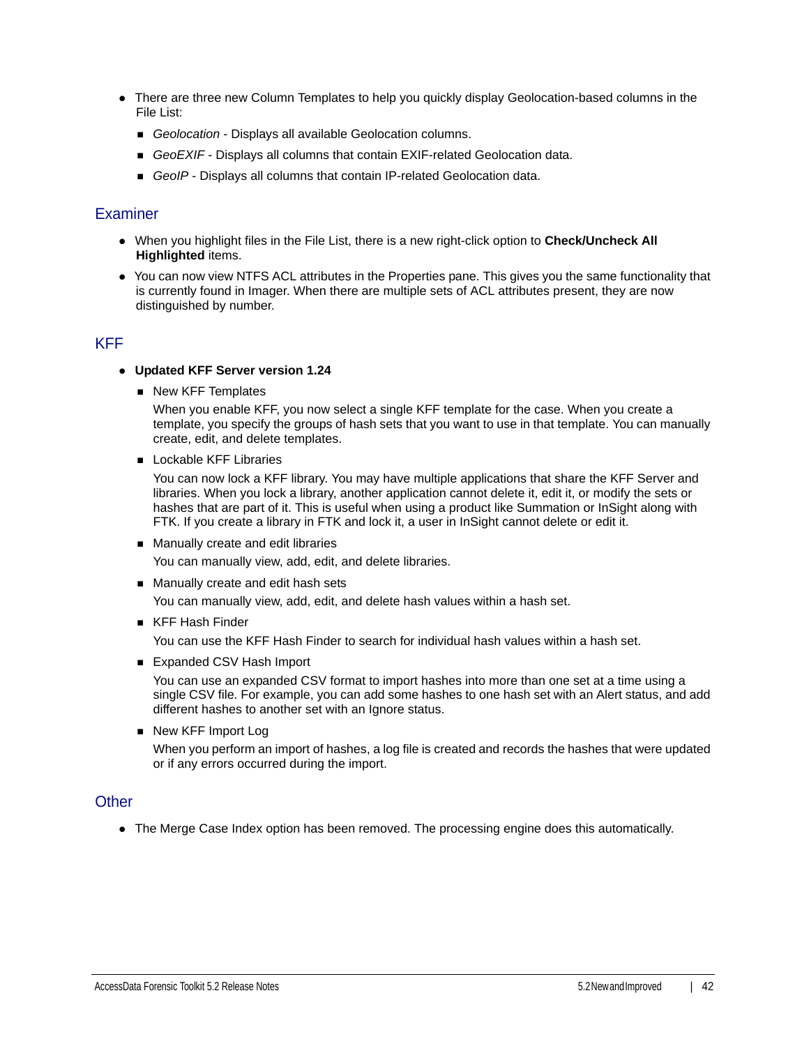- There are three new Column Templates to help you quickly display Geolocation-based columns in the File List:
  - *Geolocation* - Displays all available Geolocation columns.
  - *GeoEXIF* - Displays all columns that contain EXIF-related Geolocation data.
  - *GeoIP* - Displays all columns that contain IP-related Geolocation data.

## Examiner

- When you highlight files in the File List, there is a new right-click option to **Check/Uncheck All Highlighted** items.
- You can now view NTFS ACL attributes in the Properties pane. This gives you the same functionality that is currently found in Imager. When there are multiple sets of ACL attributes present, they are now distinguished by number.

## KFF

- **Updated KFF Server version 1.24**
  - New KFF Templates

    When you enable KFF, you now select a single KFF template for the case. When you create a template, you specify the groups of hash sets that you want to use in that template. You can manually create, edit, and delete templates.
  - Lockable KFF Libraries

    You can now lock a KFF library. You may have multiple applications that share the KFF Server and libraries. When you lock a library, another application cannot delete it, edit it, or modify the sets or hashes that are part of it. This is useful when using a product like Summation or InSight along with FTK. If you create a library in FTK and lock it, a user in InSight cannot delete or edit it.
  - Manually create and edit libraries

    You can manually view, add, edit, and delete libraries.
  - Manually create and edit hash sets

    You can manually view, add, edit, and delete hash values within a hash set.
  - KFF Hash Finder

    You can use the KFF Hash Finder to search for individual hash values within a hash set.
  - Expanded CSV Hash Import

    You can use an expanded CSV format to import hashes into more than one set at a time using a single CSV file. For example, you can add some hashes to one hash set with an Alert status, and add different hashes to another set with an Ignore status.
  - New KFF Import Log

    When you perform an import of hashes, a log file is created and records the hashes that were updated or if any errors occurred during the import.

## Other

- The Merge Case Index option has been removed. The processing engine does this automatically.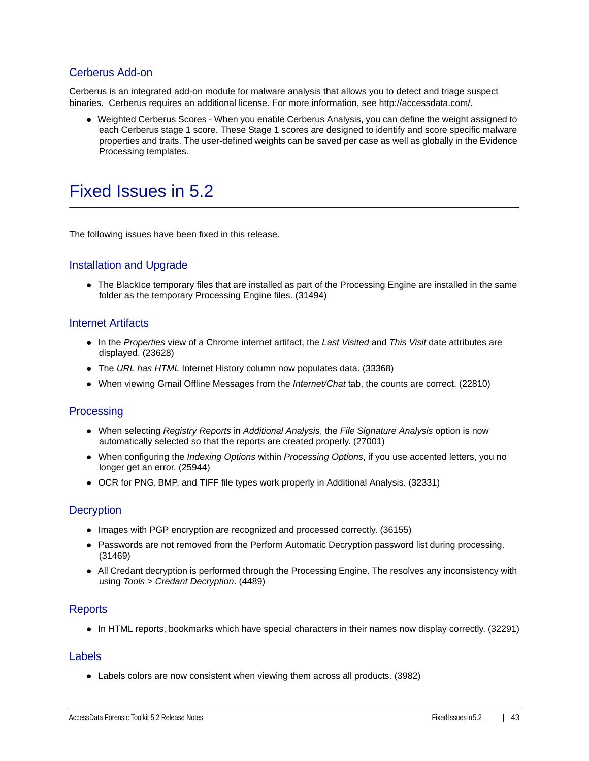### Cerberus Add-on

Cerberus is an integrated add-on module for malware analysis that allows you to detect and triage suspect binaries. Cerberus requires an additional license. For more information, see http://accessdata.com/.

- Weighted Cerberus Scores - When you enable Cerberus Analysis, you can define the weight assigned to each Cerberus stage 1 score. These Stage 1 scores are designed to identify and score specific malware properties and traits. The user-defined weights can be saved per case as well as globally in the Evidence Processing templates.

## Fixed Issues in 5.2

The following issues have been fixed in this release.

### Installation and Upgrade

- The BlackIce temporary files that are installed as part of the Processing Engine are installed in the same folder as the temporary Processing Engine files. (31494)

### Internet Artifacts

- In the *Properties* view of a Chrome internet artifact, the *Last Visited* and *This Visit* date attributes are displayed. (23628)
- The *URL has HTML* Internet History column now populates data. (33368)
- When viewing Gmail Offline Messages from the *Internet/Chat* tab, the counts are correct. (22810)

### Processing

- When selecting *Registry Reports* in *Additional Analysis*, the *File Signature Analysis* option is now automatically selected so that the reports are created properly. (27001)
- When configuring the *Indexing Options* within *Processing Options*, if you use accented letters, you no longer get an error. (25944)
- OCR for PNG, BMP, and TIFF file types work properly in Additional Analysis. (32331)

### Decryption

- Images with PGP encryption are recognized and processed correctly. (36155)
- Passwords are not removed from the Perform Automatic Decryption password list during processing. (31469)
- All Credant decryption is performed through the Processing Engine. The resolves any inconsistency with using *Tools > Credant Decryption*. (4489)

### Reports

- In HTML reports, bookmarks which have special characters in their names now display correctly. (32291)

### Labels

- Labels colors are now consistent when viewing them across all products. (3982)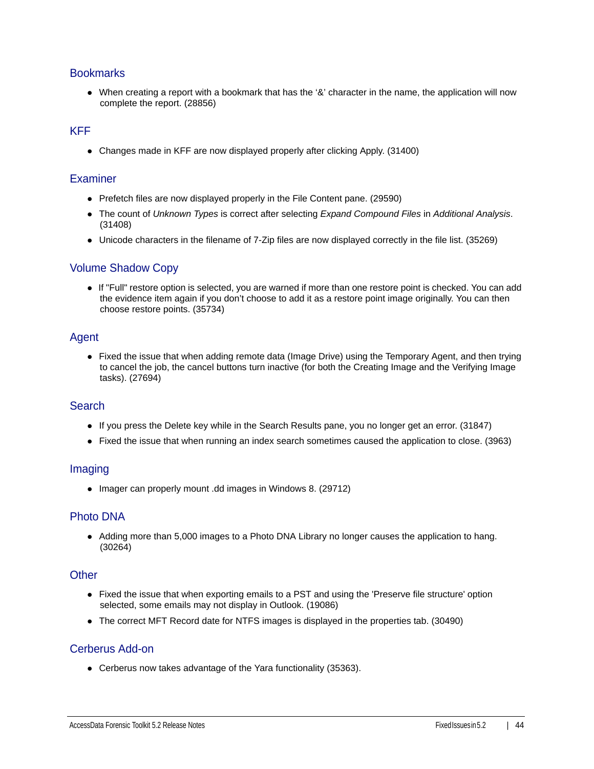## Bookmarks

- When creating a report with a bookmark that has the '&' character in the name, the application will now complete the report. (28856)

## KFF

- Changes made in KFF are now displayed properly after clicking Apply. (31400)

## Examiner

- Prefetch files are now displayed properly in the File Content pane. (29590)
- The count of *Unknown Types* is correct after selecting *Expand Compound Files* in *Additional Analysis*. (31408)
- Unicode characters in the filename of 7-Zip files are now displayed correctly in the file list. (35269)

## Volume Shadow Copy

- If "Full" restore option is selected, you are warned if more than one restore point is checked. You can add the evidence item again if you don't choose to add it as a restore point image originally. You can then choose restore points. (35734)

## Agent

- Fixed the issue that when adding remote data (Image Drive) using the Temporary Agent, and then trying to cancel the job, the cancel buttons turn inactive (for both the Creating Image and the Verifying Image tasks). (27694)

## Search

- If you press the Delete key while in the Search Results pane, you no longer get an error. (31847)
- Fixed the issue that when running an index search sometimes caused the application to close. (3963)

## Imaging

- Imager can properly mount .dd images in Windows 8. (29712)

## Photo DNA

- Adding more than 5,000 images to a Photo DNA Library no longer causes the application to hang. (30264)

## Other

- Fixed the issue that when exporting emails to a PST and using the 'Preserve file structure' option selected, some emails may not display in Outlook. (19086)
- The correct MFT Record date for NTFS images is displayed in the properties tab. (30490)

## Cerberus Add-on

- Cerberus now takes advantage of the Yara functionality (35363).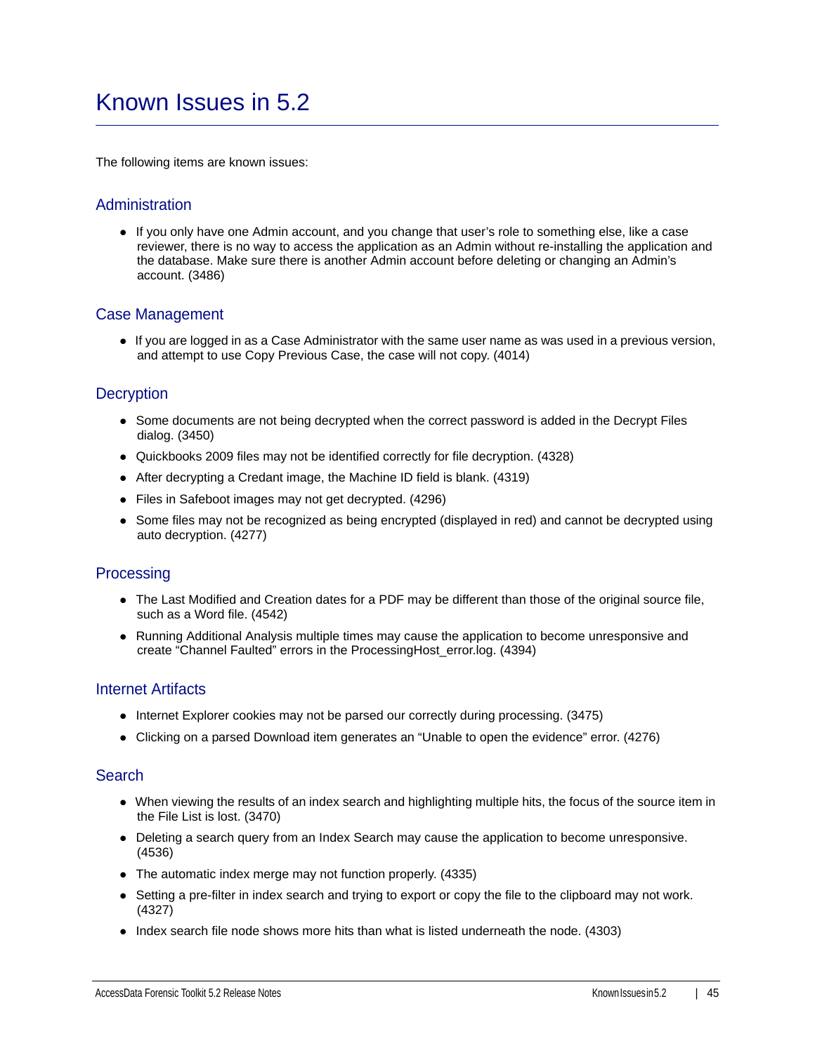# Known Issues in 5.2

The following items are known issues:

## Administration

- If you only have one Admin account, and you change that user's role to something else, like a case reviewer, there is no way to access the application as an Admin without re-installing the application and the database. Make sure there is another Admin account before deleting or changing an Admin's account. (3486)

## Case Management

- If you are logged in as a Case Administrator with the same user name as was used in a previous version, and attempt to use Copy Previous Case, the case will not copy. (4014)

## Decryption

- Some documents are not being decrypted when the correct password is added in the Decrypt Files dialog. (3450)
- Quickbooks 2009 files may not be identified correctly for file decryption. (4328)
- After decrypting a Credant image, the Machine ID field is blank. (4319)
- Files in Safeboot images may not get decrypted. (4296)
- Some files may not be recognized as being encrypted (displayed in red) and cannot be decrypted using auto decryption. (4277)

## Processing

- The Last Modified and Creation dates for a PDF may be different than those of the original source file, such as a Word file. (4542)
- Running Additional Analysis multiple times may cause the application to become unresponsive and create "Channel Faulted" errors in the ProcessingHost_error.log. (4394)

## Internet Artifacts

- Internet Explorer cookies may not be parsed our correctly during processing. (3475)
- Clicking on a parsed Download item generates an "Unable to open the evidence" error. (4276)

## Search

- When viewing the results of an index search and highlighting multiple hits, the focus of the source item in the File List is lost. (3470)
- Deleting a search query from an Index Search may cause the application to become unresponsive. (4536)
- The automatic index merge may not function properly. (4335)
- Setting a pre-filter in index search and trying to export or copy the file to the clipboard may not work. (4327)
- Index search file node shows more hits than what is listed underneath the node. (4303)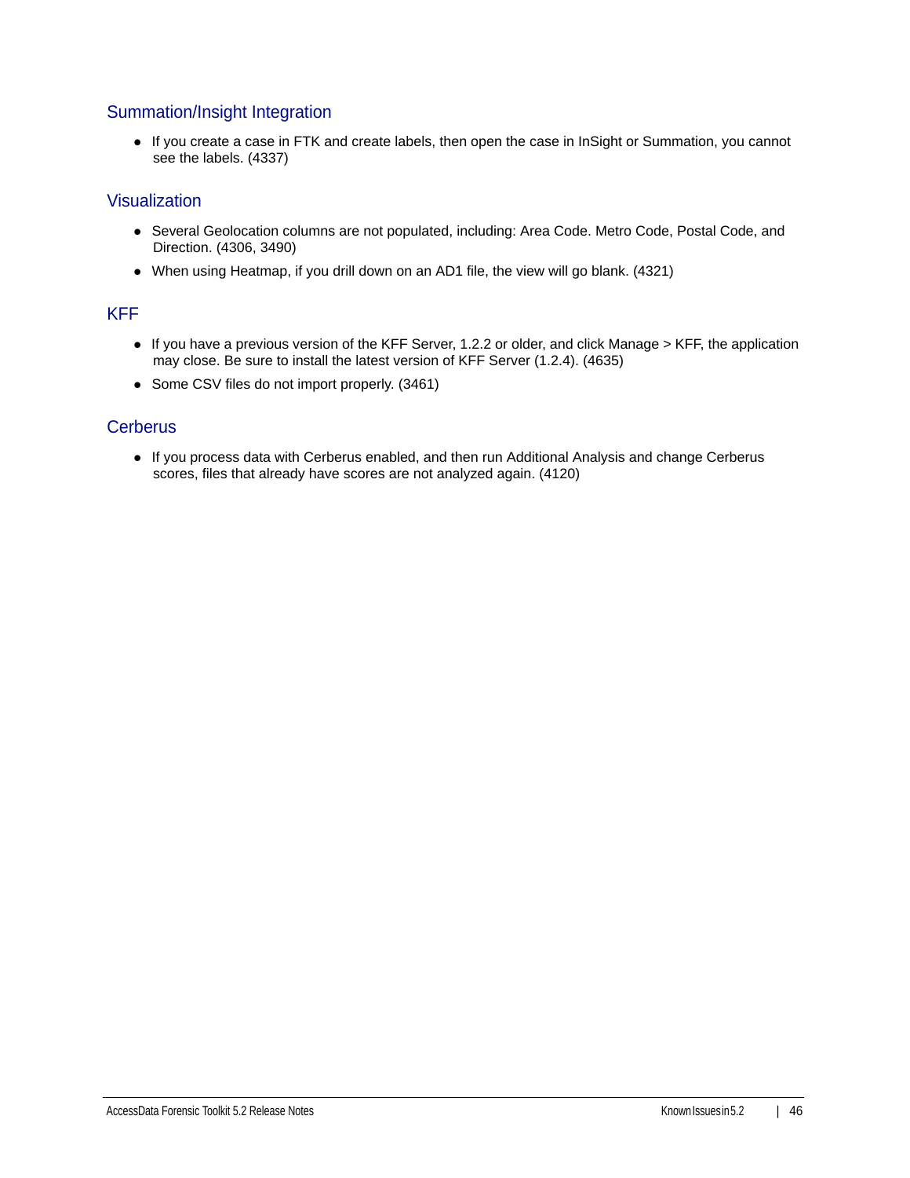## Summation/Insight Integration

- If you create a case in FTK and create labels, then open the case in InSight or Summation, you cannot see the labels. (4337)

## Visualization

- Several Geolocation columns are not populated, including: Area Code. Metro Code, Postal Code, and Direction. (4306, 3490)
- When using Heatmap, if you drill down on an AD1 file, the view will go blank. (4321)

## KFF

- If you have a previous version of the KFF Server, 1.2.2 or older, and click Manage > KFF, the application may close. Be sure to install the latest version of KFF Server (1.2.4). (4635)
- Some CSV files do not import properly. (3461)

## Cerberus

- If you process data with Cerberus enabled, and then run Additional Analysis and change Cerberus scores, files that already have scores are not analyzed again. (4120)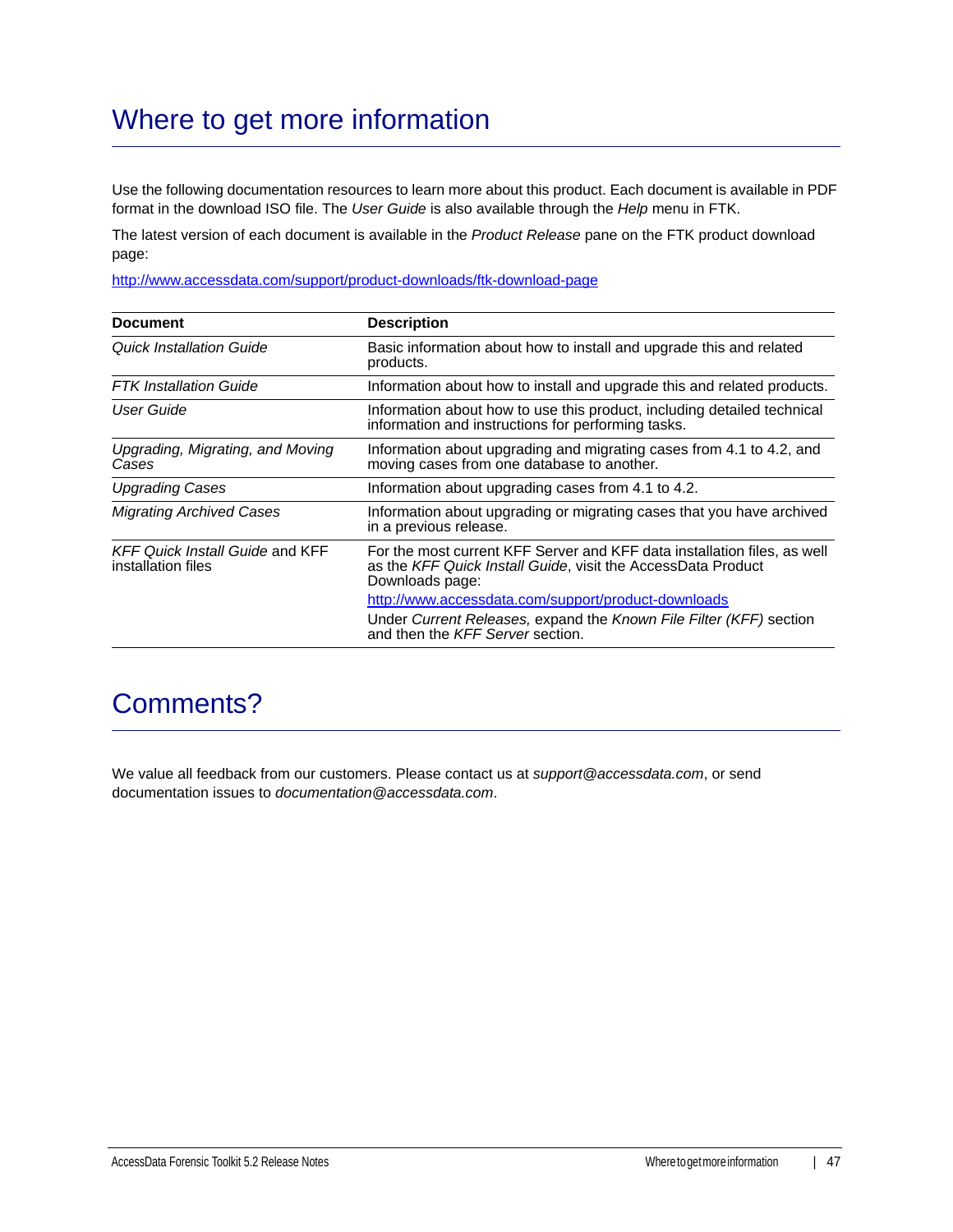# Where to get more information

Use the following documentation resources to learn more about this product. Each document is available in PDF format in the download ISO file. The *User Guide* is also available through the *Help* menu in FTK.

The latest version of each document is available in the *Product Release* pane on the FTK product download page:

http://www.accessdata.com/support/product-downloads/ftk-download-page

| Document | Description |
|---|---|
| *Quick Installation Guide* | Basic information about how to install and upgrade this and related products. |
| *FTK Installation Guide* | Information about how to install and upgrade this and related products. |
| *User Guide* | Information about how to use this product, including detailed technical information and instructions for performing tasks. |
| *Upgrading, Migrating, and Moving Cases* | Information about upgrading and migrating cases from 4.1 to 4.2, and moving cases from one database to another. |
| *Upgrading Cases* | Information about upgrading cases from 4.1 to 4.2. |
| *Migrating Archived Cases* | Information about upgrading or migrating cases that you have archived in a previous release. |
| *KFF Quick Install Guide* and KFF installation files | For the most current KFF Server and KFF data installation files, as well as the *KFF Quick Install Guide*, visit the AccessData Product Downloads page: http://www.accessdata.com/support/product-downloads Under *Current Releases,* expand the *Known File Filter (KFF)* section and then the *KFF Server* section. |

# Comments?

We value all feedback from our customers. Please contact us at *support@accessdata.com*, or send documentation issues to *documentation@accessdata.com*.